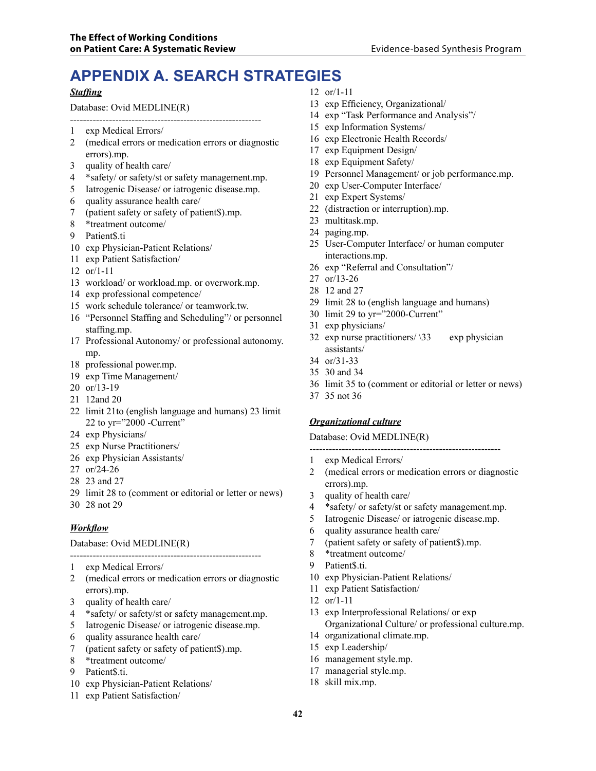# APPENDIX A. SEARCH STRATEGIES

***Staffing***

Database: Ovid MEDLINE(R)

---------------------------------------------------------------

1 exp Medical Errors/
2 (medical errors or medication errors or diagnostic errors).mp.
3 quality of health care/
4 *safety/ or safety/st or safety management.mp.
5 Iatrogenic Disease/ or iatrogenic disease.mp.
6 quality assurance health care/
7 (patient safety or safety of patient$).mp.
8 *treatment outcome/
9 Patient$.ti
10 exp Physician-Patient Relations/
11 exp Patient Satisfaction/
12 or/1-11
13 workload/ or workload.mp. or overwork.mp.
14 exp professional competence/
15 work schedule tolerance/ or teamwork.tw.
16 "Personnel Staffing and Scheduling"/ or personnel staffing.mp.
17 Professional Autonomy/ or professional autonomy.mp.
18 professional power.mp.
19 exp Time Management/
20 or/13-19
21 12and 20
22 limit 21to (english language and humans) 23 limit 22 to yr="2000 -Current"
24 exp Physicians/
25 exp Nurse Practitioners/
26 exp Physician Assistants/
27 or/24-26
28 23 and 27
29 limit 28 to (comment or editorial or letter or news)
30 28 not 29

***Workflow***

Database: Ovid MEDLINE(R)

---------------------------------------------------------------

1 exp Medical Errors/
2 (medical errors or medication errors or diagnostic errors).mp.
3 quality of health care/
4 *safety/ or safety/st or safety management.mp.
5 Iatrogenic Disease/ or iatrogenic disease.mp.
6 quality assurance health care/
7 (patient safety or safety of patient$).mp.
8 *treatment outcome/
9 Patient$.ti.
10 exp Physician-Patient Relations/
11 exp Patient Satisfaction/
12 or/1-11
13 exp Efficiency, Organizational/
14 exp "Task Performance and Analysis"/
15 exp Information Systems/
16 exp Electronic Health Records/
17 exp Equipment Design/
18 exp Equipment Safety/
19 Personnel Management/ or job performance.mp.
20 exp User-Computer Interface/
21 exp Expert Systems/
22 (distraction or interruption).mp.
23 multitask.mp.
24 paging.mp.
25 User-Computer Interface/ or human computer interactions.mp.
26 exp "Referral and Consultation"/
27 or/13-26
28 12 and 27
29 limit 28 to (english language and humans)
30 limit 29 to yr="2000-Current"
31 exp physicians/
32 exp nurse practitioners/ \33 exp physician assistants/
34 or/31-33
35 30 and 34
36 limit 35 to (comment or editorial or letter or news)
37 35 not 36

***Organizational culture***

Database: Ovid MEDLINE(R)

---------------------------------------------------------------

1 exp Medical Errors/
2 (medical errors or medication errors or diagnostic errors).mp.
3 quality of health care/
4 *safety/ or safety/st or safety management.mp.
5 Iatrogenic Disease/ or iatrogenic disease.mp.
6 quality assurance health care/
7 (patient safety or safety of patient$).mp.
8 *treatment outcome/
9 Patient$.ti.
10 exp Physician-Patient Relations/
11 exp Patient Satisfaction/
12 or/1-11
13 exp Interprofessional Relations/ or exp Organizational Culture/ or professional culture.mp.
14 organizational climate.mp.
15 exp Leadership/
16 management style.mp.
17 managerial style.mp.
18 skill mix.mp.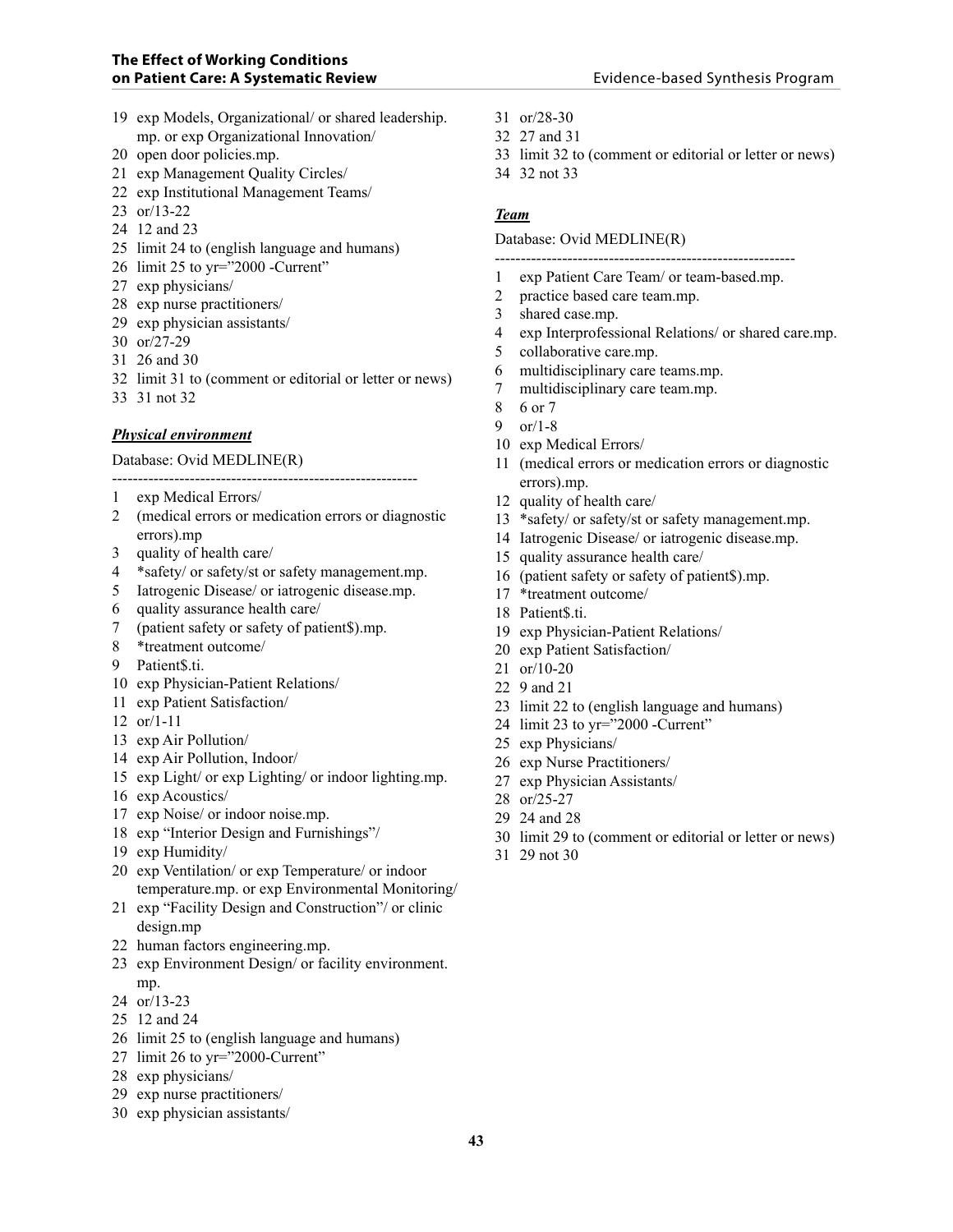19 exp Models, Organizational/ or shared leadership.mp. or exp Organizational Innovation/
20 open door policies.mp.
21 exp Management Quality Circles/
22 exp Institutional Management Teams/
23 or/13-22
24 12 and 23
25 limit 24 to (english language and humans)
26 limit 25 to yr="2000 -Current"
27 exp physicians/
28 exp nurse practitioners/
29 exp physician assistants/
30 or/27-29
31 26 and 30
32 limit 31 to (comment or editorial or letter or news)
33 31 not 32

***Physical environment***

Database: Ovid MEDLINE(R)

----------------------------------------------------------

1 exp Medical Errors/
2 (medical errors or medication errors or diagnostic errors).mp
3 quality of health care/
4 *safety/ or safety/st or safety management.mp.
5 Iatrogenic Disease/ or iatrogenic disease.mp.
6 quality assurance health care/
7 (patient safety or safety of patient$).mp.
8 *treatment outcome/
9 Patient$.ti.
10 exp Physician-Patient Relations/
11 exp Patient Satisfaction/
12 or/1-11
13 exp Air Pollution/
14 exp Air Pollution, Indoor/
15 exp Light/ or exp Lighting/ or indoor lighting.mp.
16 exp Acoustics/
17 exp Noise/ or indoor noise.mp.
18 exp "Interior Design and Furnishings"/
19 exp Humidity/
20 exp Ventilation/ or exp Temperature/ or indoor temperature.mp. or exp Environmental Monitoring/
21 exp "Facility Design and Construction"/ or clinic design.mp
22 human factors engineering.mp.
23 exp Environment Design/ or facility environment.mp.
24 or/13-23
25 12 and 24
26 limit 25 to (english language and humans)
27 limit 26 to yr="2000-Current"
28 exp physicians/
29 exp nurse practitioners/
30 exp physician assistants/
31 or/28-30
32 27 and 31
33 limit 32 to (comment or editorial or letter or news)
34 32 not 33

***Team***

Database: Ovid MEDLINE(R)

----------------------------------------------------------

1 exp Patient Care Team/ or team-based.mp.
2 practice based care team.mp.
3 shared case.mp.
4 exp Interprofessional Relations/ or shared care.mp.
5 collaborative care.mp.
6 multidisciplinary care teams.mp.
7 multidisciplinary care team.mp.
8 6 or 7
9 or/1-8
10 exp Medical Errors/
11 (medical errors or medication errors or diagnostic errors).mp.
12 quality of health care/
13 *safety/ or safety/st or safety management.mp.
14 Iatrogenic Disease/ or iatrogenic disease.mp.
15 quality assurance health care/
16 (patient safety or safety of patient$).mp.
17 *treatment outcome/
18 Patient$.ti.
19 exp Physician-Patient Relations/
20 exp Patient Satisfaction/
21 or/10-20
22 9 and 21
23 limit 22 to (english language and humans)
24 limit 23 to yr="2000 -Current"
25 exp Physicians/
26 exp Nurse Practitioners/
27 exp Physician Assistants/
28 or/25-27
29 24 and 28
30 limit 29 to (comment or editorial or letter or news)
31 29 not 30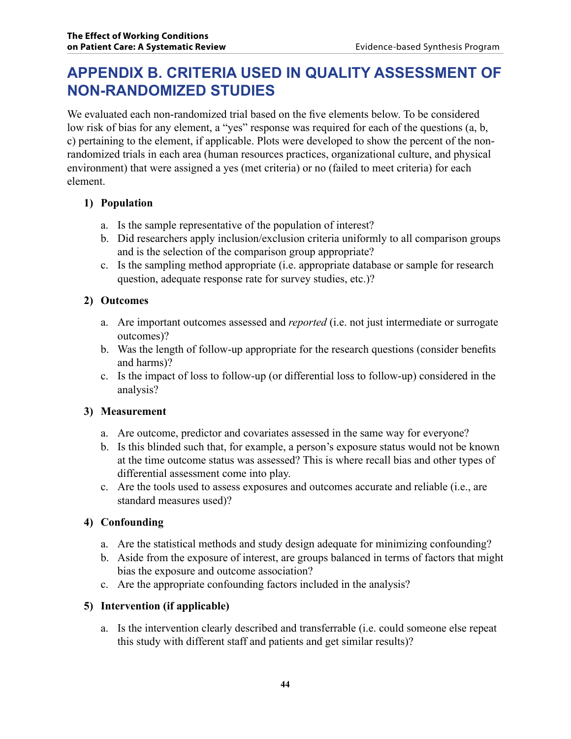# APPENDIX B. CRITERIA USED IN QUALITY ASSESSMENT OF NON-RANDOMIZED STUDIES

We evaluated each non-randomized trial based on the five elements below. To be considered low risk of bias for any element, a "yes" response was required for each of the questions (a, b, c) pertaining to the element, if applicable. Plots were developed to show the percent of the non-randomized trials in each area (human resources practices, organizational culture, and physical environment) that were assigned a yes (met criteria) or no (failed to meet criteria) for each element.

1) **Population**

   a. Is the sample representative of the population of interest?
   b. Did researchers apply inclusion/exclusion criteria uniformly to all comparison groups and is the selection of the comparison group appropriate?
   c. Is the sampling method appropriate (i.e. appropriate database or sample for research question, adequate response rate for survey studies, etc.)?

2) **Outcomes**

   a. Are important outcomes assessed and *reported* (i.e. not just intermediate or surrogate outcomes)?
   b. Was the length of follow-up appropriate for the research questions (consider benefits and harms)?
   c. Is the impact of loss to follow-up (or differential loss to follow-up) considered in the analysis?

3) **Measurement**

   a. Are outcome, predictor and covariates assessed in the same way for everyone?
   b. Is this blinded such that, for example, a person's exposure status would not be known at the time outcome status was assessed? This is where recall bias and other types of differential assessment come into play.
   c. Are the tools used to assess exposures and outcomes accurate and reliable (i.e., are standard measures used)?

4) **Confounding**

   a. Are the statistical methods and study design adequate for minimizing confounding?
   b. Aside from the exposure of interest, are groups balanced in terms of factors that might bias the exposure and outcome association?
   c. Are the appropriate confounding factors included in the analysis?

5) **Intervention (if applicable)**

   a. Is the intervention clearly described and transferrable (i.e. could someone else repeat this study with different staff and patients and get similar results)?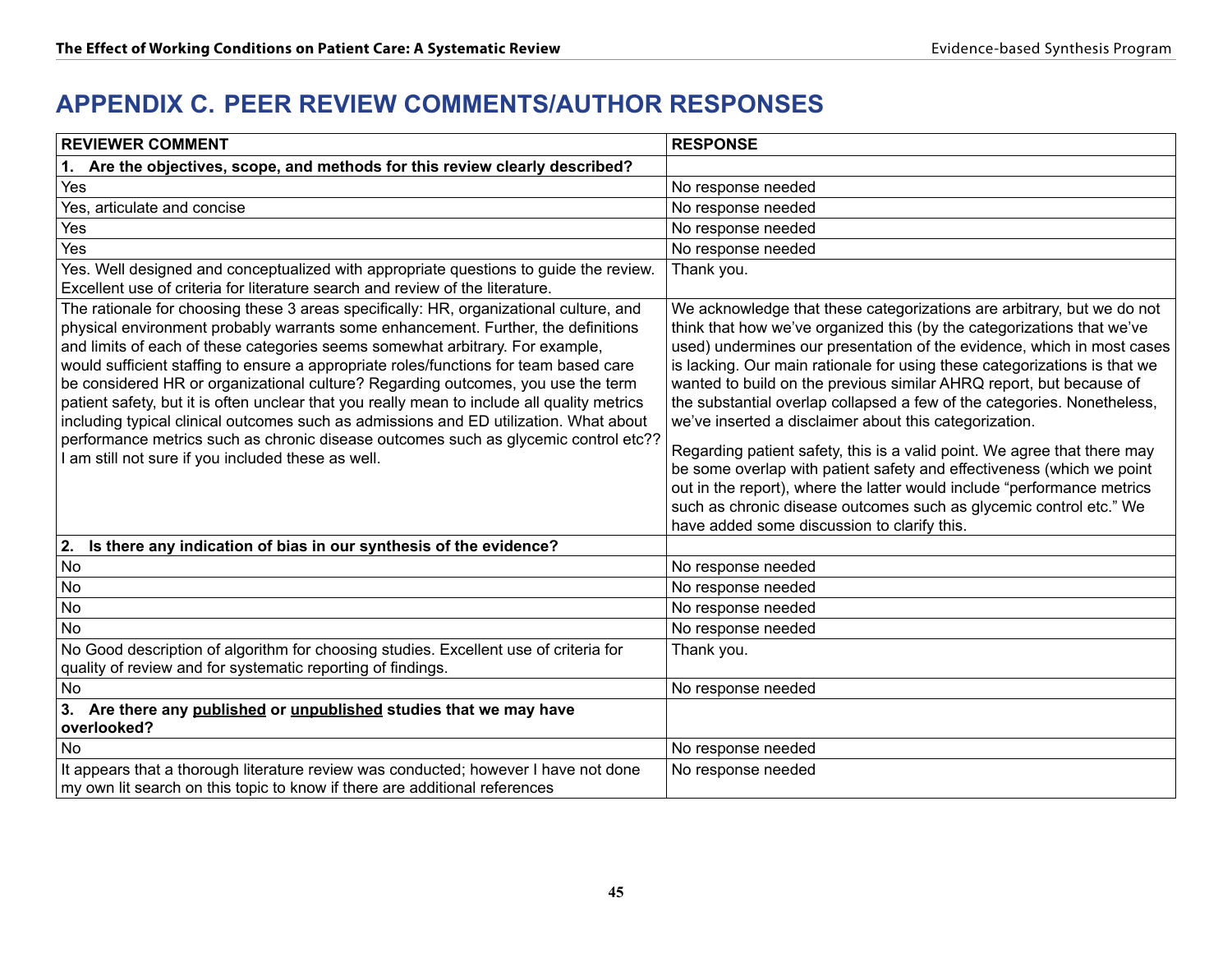# APPENDIX C. PEER REVIEW COMMENTS/AUTHOR RESPONSES

| REVIEWER COMMENT | RESPONSE |
|---|---|
| **1. Are the objectives, scope, and methods for this review clearly described?** | |
| Yes | No response needed |
| Yes, articulate and concise | No response needed |
| Yes | No response needed |
| Yes | No response needed |
| Yes. Well designed and conceptualized with appropriate questions to guide the review. Excellent use of criteria for literature search and review of the literature. | Thank you. |
| The rationale for choosing these 3 areas specifically: HR, organizational culture, and physical environment probably warrants some enhancement. Further, the definitions and limits of each of these categories seems somewhat arbitrary. For example, would sufficient staffing to ensure a appropriate roles/functions for team based care be considered HR or organizational culture? Regarding outcomes, you use the term patient safety, but it is often unclear that you really mean to include all quality metrics including typical clinical outcomes such as admissions and ED utilization. What about performance metrics such as chronic disease outcomes such as glycemic control etc?? I am still not sure if you included these as well. | We acknowledge that these categorizations are arbitrary, but we do not think that how we've organized this (by the categorizations that we've used) undermines our presentation of the evidence, which in most cases is lacking. Our main rationale for using these categorizations is that we wanted to build on the previous similar AHRQ report, but because of the substantial overlap collapsed a few of the categories. Nonetheless, we've inserted a disclaimer about this categorization.<br><br>Regarding patient safety, this is a valid point. We agree that there may be some overlap with patient safety and effectiveness (which we point out in the report), where the latter would include "performance metrics such as chronic disease outcomes such as glycemic control etc." We have added some discussion to clarify this. |
| **2. Is there any indication of bias in our synthesis of the evidence?** | |
| No | No response needed |
| No | No response needed |
| No | No response needed |
| No | No response needed |
| No Good description of algorithm for choosing studies. Excellent use of criteria for quality of review and for systematic reporting of findings. | Thank you. |
| No | No response needed |
| **3. Are there any <u>published</u> or <u>unpublished</u> studies that we may have overlooked?** | |
| No | No response needed |
| It appears that a thorough literature review was conducted; however I have not done my own lit search on this topic to know if there are additional references | No response needed |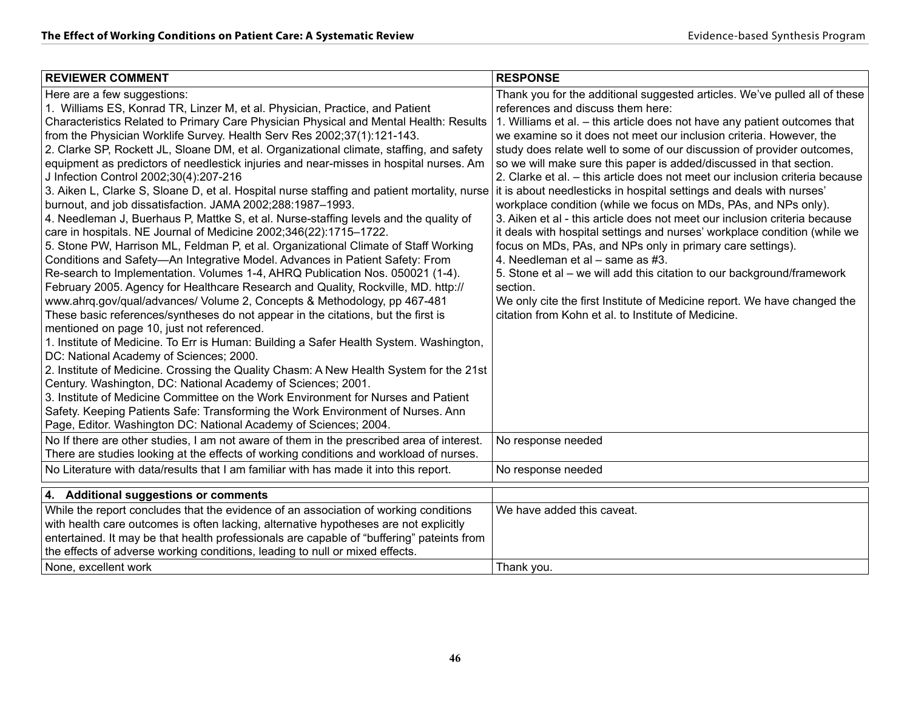| REVIEWER COMMENT | RESPONSE |
|---|---|
| Here are a few suggestions:<br>1. Williams ES, Konrad TR, Linzer M, et al. Physician, Practice, and Patient Characteristics Related to Primary Care Physician Physical and Mental Health: Results from the Physician Worklife Survey. Health Serv Res 2002;37(1):121-143.<br>2. Clarke SP, Rockett JL, Sloane DM, et al. Organizational climate, staffing, and safety equipment as predictors of needlestick injuries and near-misses in hospital nurses. Am J Infection Control 2002;30(4):207-216<br>3. Aiken L, Clarke S, Sloane D, et al. Hospital nurse staffing and patient mortality, nurse burnout, and job dissatisfaction. JAMA 2002;288:1987–1993.<br>4. Needleman J, Buerhaus P, Mattke S, et al. Nurse-staffing levels and the quality of care in hospitals. NE Journal of Medicine 2002;346(22):1715–1722.<br>5. Stone PW, Harrison ML, Feldman P, et al. Organizational Climate of Staff Working Conditions and Safety—An Integrative Model. Advances in Patient Safety: From Re-search to Implementation. Volumes 1-4, AHRQ Publication Nos. 050021 (1-4). February 2005. Agency for Healthcare Research and Quality, Rockville, MD. http://www.ahrq.gov/qual/advances/ Volume 2, Concepts & Methodology, pp 467-481<br>These basic references/syntheses do not appear in the citations, but the first is mentioned on page 10, just not referenced.<br>1. Institute of Medicine. To Err is Human: Building a Safer Health System. Washington, DC: National Academy of Sciences; 2000.<br>2. Institute of Medicine. Crossing the Quality Chasm: A New Health System for the 21st Century. Washington, DC: National Academy of Sciences; 2001.<br>3. Institute of Medicine Committee on the Work Environment for Nurses and Patient Safety. Keeping Patients Safe: Transforming the Work Environment of Nurses. Ann Page, Editor. Washington DC: National Academy of Sciences; 2004. | Thank you for the additional suggested articles. We've pulled all of these references and discuss them here:<br>1. Williams et al. – this article does not have any patient outcomes that we examine so it does not meet our inclusion criteria. However, the study does relate well to some of our discussion of provider outcomes, so we will make sure this paper is added/discussed in that section.<br>2. Clarke et al. – this article does not meet our inclusion criteria because it is about needlesticks in hospital settings and deals with nurses' workplace condition (while we focus on MDs, PAs, and NPs only).<br>3. Aiken et al - this article does not meet our inclusion criteria because it deals with hospital settings and nurses' workplace condition (while we focus on MDs, PAs, and NPs only in primary care settings).<br>4. Needleman et al – same as #3.<br>5. Stone et al – we will add this citation to our background/framework section.<br>We only cite the first Institute of Medicine report. We have changed the citation from Kohn et al. to Institute of Medicine. |
| No If there are other studies, I am not aware of them in the prescribed area of interest. There are studies looking at the effects of working conditions and workload of nurses. | No response needed |
| No Literature with data/results that I am familiar with has made it into this report. | No response needed |

| 4. Additional suggestions or comments | |
|---|---|
| While the report concludes that the evidence of an association of working conditions with health care outcomes is often lacking, alternative hypotheses are not explicitly entertained. It may be that health professionals are capable of "buffering" pateints from the effects of adverse working conditions, leading to null or mixed effects. | We have added this caveat. |
| None, excellent work | Thank you. |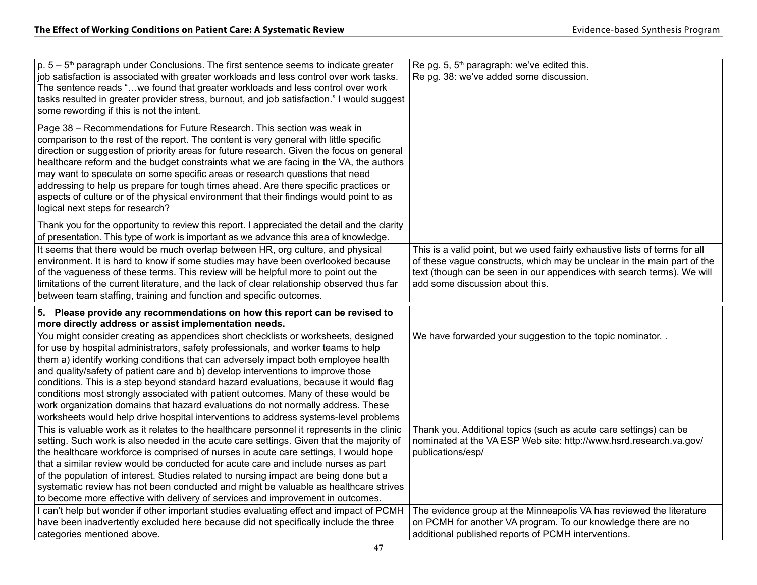| | |
|---|---|
| p. 5 – 5th paragraph under Conclusions. The first sentence seems to indicate greater job satisfaction is associated with greater workloads and less control over work tasks. The sentence reads "…we found that greater workloads and less control over work tasks resulted in greater provider stress, burnout, and job satisfaction." I would suggest some rewording if this is not the intent.<br><br>Page 38 – Recommendations for Future Research. This section was weak in comparison to the rest of the report. The content is very general with little specific direction or suggestion of priority areas for future research. Given the focus on general healthcare reform and the budget constraints what we are facing in the VA, the authors may want to speculate on some specific areas or research questions that need addressing to help us prepare for tough times ahead. Are there specific practices or aspects of culture or of the physical environment that their findings would point to as logical next steps for research?<br><br>Thank you for the opportunity to review this report. I appreciated the detail and the clarity of presentation. This type of work is important as we advance this area of knowledge. | Re pg. 5, 5th paragraph: we've edited this.<br>Re pg. 38: we've added some discussion. |
| It seems that there would be much overlap between HR, org culture, and physical environment. It is hard to know if some studies may have been overlooked because of the vagueness of these terms. This review will be helpful more to point out the limitations of the current literature, and the lack of clear relationship observed thus far between team staffing, training and function and specific outcomes. | This is a valid point, but we used fairly exhaustive lists of terms for all of these vague constructs, which may be unclear in the main part of the text (though can be seen in our appendices with search terms). We will add some discussion about this. |

| | |
|---|---|
| **5. Please provide any recommendations on how this report can be revised to more directly address or assist implementation needs.** | |
| You might consider creating as appendices short checklists or worksheets, designed for use by hospital administrators, safety professionals, and worker teams to help them a) identify working conditions that can adversely impact both employee health and quality/safety of patient care and b) develop interventions to improve those conditions. This is a step beyond standard hazard evaluations, because it would flag conditions most strongly associated with patient outcomes. Many of these would be work organization domains that hazard evaluations do not normally address. These worksheets would help drive hospital interventions to address systems-level problems | We have forwarded your suggestion to the topic nominator. . |
| This is valuable work as it relates to the healthcare personnel it represents in the clinic setting. Such work is also needed in the acute care settings. Given that the majority of the healthcare workforce is comprised of nurses in acute care settings, I would hope that a similar review would be conducted for acute care and include nurses as part of the population of interest. Studies related to nursing impact are being done but a systematic review has not been conducted and might be valuable as healthcare strives to become more effective with delivery of services and improvement in outcomes. | Thank you. Additional topics (such as acute care settings) can be nominated at the VA ESP Web site: http://www.hsrd.research.va.gov/publications/esp/ |
| I can't help but wonder if other important studies evaluating effect and impact of PCMH have been inadvertently excluded here because did not specifically include the three categories mentioned above. | The evidence group at the Minneapolis VA has reviewed the literature on PCMH for another VA program. To our knowledge there are no additional published reports of PCMH interventions. |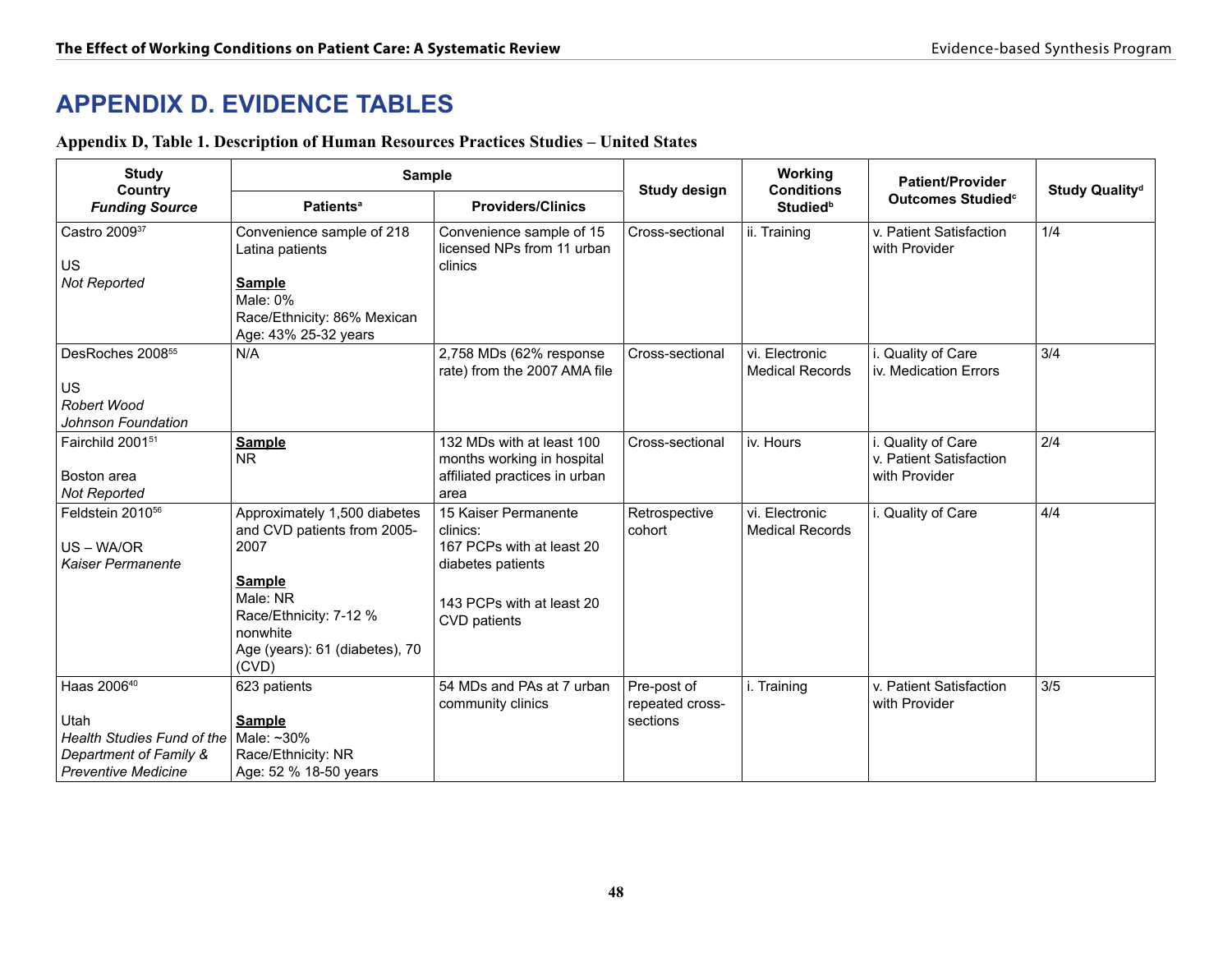# APPENDIX D. EVIDENCE TABLES

**Appendix D, Table 1. Description of Human Resources Practices Studies – United States**

| Study<br>Country<br>*Funding Source* | Sample | | Study design | Working Conditions Studied[b] | Patient/Provider Outcomes Studied[c] | Study Quality[d] |
|---|---|---|---|---|---|---|
| | Patients[a] | Providers/Clinics | | | | |
| Castro 2009[37]<br><br>US<br>*Not Reported* | Convenience sample of 218 Latina patients<br><br>**Sample**<br>Male: 0%<br>Race/Ethnicity: 86% Mexican<br>Age: 43% 25-32 years | Convenience sample of 15 licensed NPs from 11 urban clinics | Cross-sectional | ii. Training | v. Patient Satisfaction with Provider | 1/4 |
| DesRoches 2008[55]<br><br>US<br>*Robert Wood Johnson Foundation* | N/A | 2,758 MDs (62% response rate) from the 2007 AMA file | Cross-sectional | vi. Electronic Medical Records | i. Quality of Care<br>iv. Medication Errors | 3/4 |
| Fairchild 2001[51]<br><br>Boston area<br>*Not Reported* | **Sample**<br>NR | 132 MDs with at least 100 months working in hospital affiliated practices in urban area | Cross-sectional | iv. Hours | i. Quality of Care<br>v. Patient Satisfaction with Provider | 2/4 |
| Feldstein 2010[56]<br><br>US – WA/OR<br>*Kaiser Permanente* | Approximately 1,500 diabetes and CVD patients from 2005-2007<br><br>**Sample**<br>Male: NR<br>Race/Ethnicity: 7-12 % nonwhite<br>Age (years): 61 (diabetes), 70 (CVD) | 15 Kaiser Permanente clinics:<br>167 PCPs with at least 20 diabetes patients<br><br>143 PCPs with at least 20 CVD patients | Retrospective cohort | vi. Electronic Medical Records | i. Quality of Care | 4/4 |
| Haas 2006[40]<br><br>Utah<br>*Health Studies Fund of the Department of Family & Preventive Medicine* | 623 patients<br><br>**Sample**<br>Male: ~30%<br>Race/Ethnicity: NR<br>Age: 52 % 18-50 years | 54 MDs and PAs at 7 urban community clinics | Pre-post of repeated cross-sections | i. Training | v. Patient Satisfaction with Provider | 3/5 |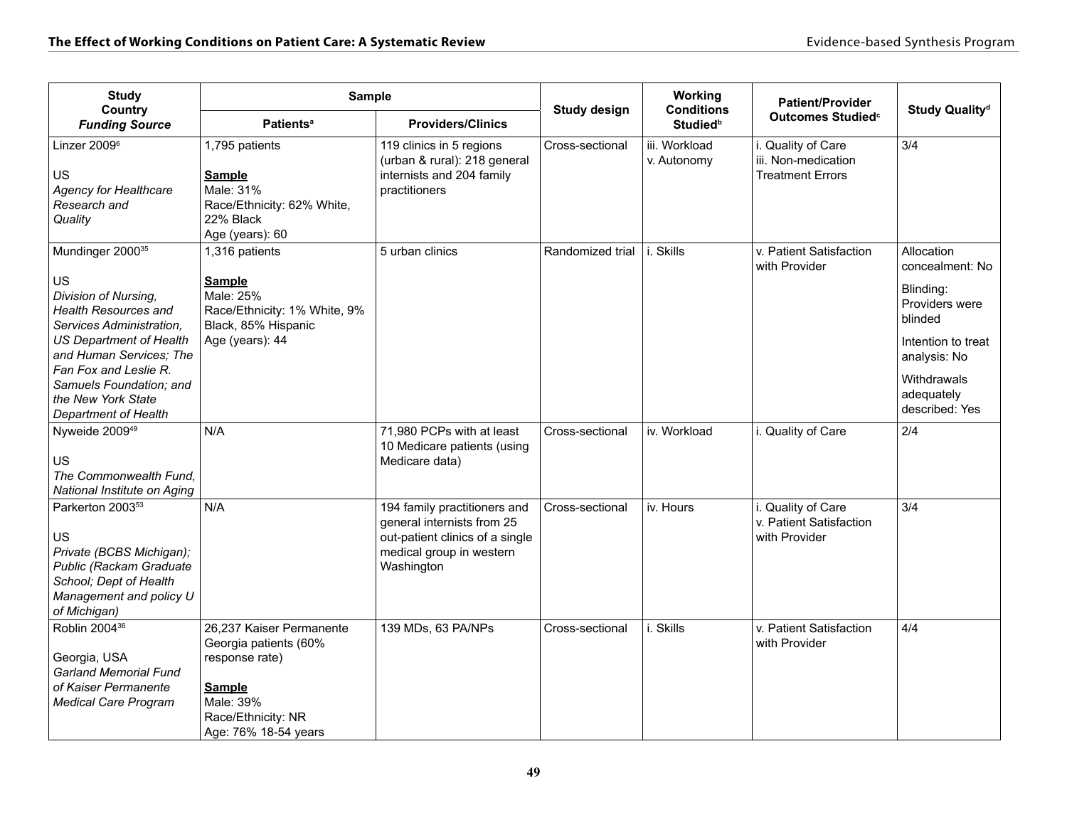| Study<br>Country<br>*Funding Source* | Sample | | Study design | Working Conditions Studied[b] | Patient/Provider Outcomes Studied[c] | Study Quality[d] |
|---|---|---|---|---|---|---|
| | Patients[a] | Providers/Clinics | | | | |
| Linzer 2009[6]<br><br>US<br>*Agency for Healthcare Research and Quality* | 1,795 patients<br><br>**Sample**<br>Male: 31%<br>Race/Ethnicity: 62% White, 22% Black<br>Age (years): 60 | 119 clinics in 5 regions (urban & rural): 218 general internists and 204 family practitioners | Cross-sectional | iii. Workload<br>v. Autonomy | i. Quality of Care<br>iii. Non-medication Treatment Errors | 3/4 |
| Mundinger 2000[35]<br><br>US<br>*Division of Nursing, Health Resources and Services Administration, US Department of Health and Human Services; The Fan Fox and Leslie R. Samuels Foundation; and the New York State Department of Health* | 1,316 patients<br><br>**Sample**<br>Male: 25%<br>Race/Ethnicity: 1% White, 9% Black, 85% Hispanic<br>Age (years): 44 | 5 urban clinics | Randomized trial | i. Skills | v. Patient Satisfaction with Provider | Allocation concealment: No<br><br>Blinding: Providers were blinded<br><br>Intention to treat analysis: No<br><br>Withdrawals adequately described: Yes |
| Nyweide 2009[49]<br><br>US<br>*The Commonwealth Fund, National Institute on Aging* | N/A | 71,980 PCPs with at least 10 Medicare patients (using Medicare data) | Cross-sectional | iv. Workload | i. Quality of Care | 2/4 |
| Parkerton 2003[53]<br><br>US<br>*Private (BCBS Michigan); Public (Rackam Graduate School; Dept of Health Management and policy U of Michigan)* | N/A | 194 family practitioners and general internists from 25 out-patient clinics of a single medical group in western Washington | Cross-sectional | iv. Hours | i. Quality of Care<br>v. Patient Satisfaction with Provider | 3/4 |
| Roblin 2004[36]<br><br>Georgia, USA<br>*Garland Memorial Fund of Kaiser Permanente Medical Care Program* | 26,237 Kaiser Permanente Georgia patients (60% response rate)<br><br>**Sample**<br>Male: 39%<br>Race/Ethnicity: NR<br>Age: 76% 18-54 years | 139 MDs, 63 PA/NPs | Cross-sectional | i. Skills | v. Patient Satisfaction with Provider | 4/4 |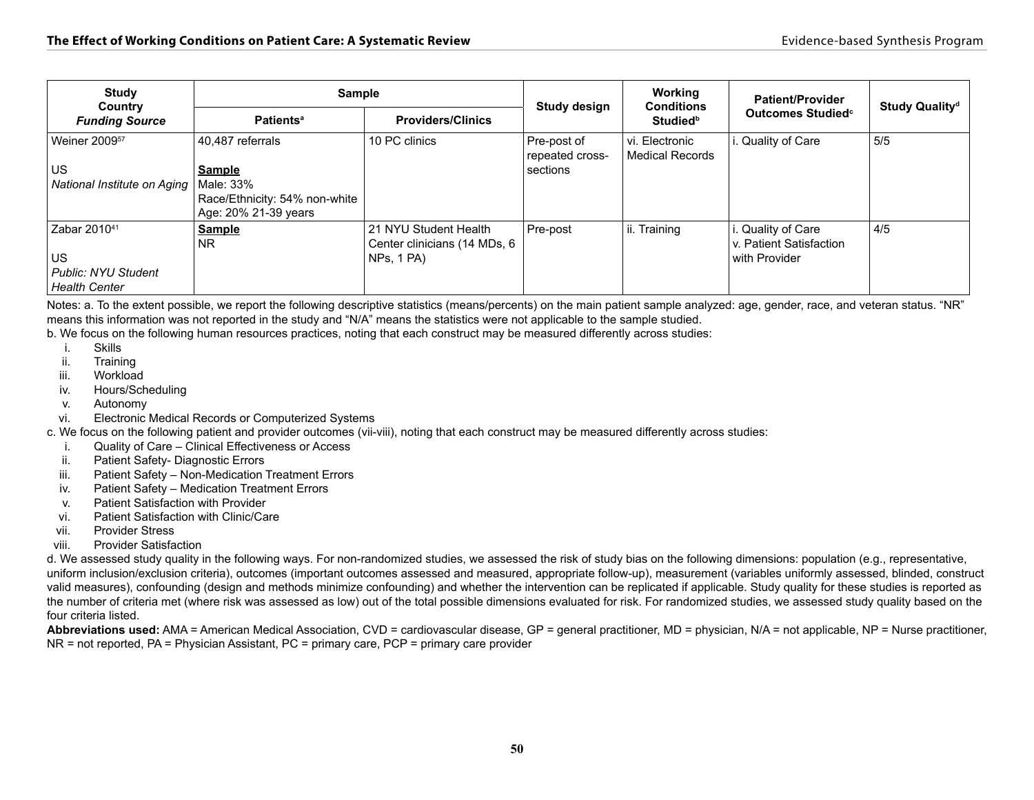| Study Country *Funding Source* | Sample | | Study design | Working Conditions Studied[b] | Patient/Provider Outcomes Studied[c] | Study Quality[d] |
|---|---|---|---|---|---|---|
| | Patients[a] | Providers/Clinics | | | | |
| Weiner 2009[57]<br><br>US<br>*National Institute on Aging* | 40,487 referrals<br><br>**Sample**<br>Male: 33%<br>Race/Ethnicity: 54% non-white<br>Age: 20% 21-39 years | 10 PC clinics | Pre-post of repeated cross-sections | vi. Electronic Medical Records | i. Quality of Care | 5/5 |
| Zabar 2010[41]<br><br>US<br>*Public: NYU Student Health Center* | **Sample**<br>NR | 21 NYU Student Health Center clinicians (14 MDs, 6 NPs, 1 PA) | Pre-post | ii. Training | i. Quality of Care<br>v. Patient Satisfaction with Provider | 4/5 |

Notes: a. To the extent possible, we report the following descriptive statistics (means/percents) on the main patient sample analyzed: age, gender, race, and veteran status. "NR" means this information was not reported in the study and "N/A" means the statistics were not applicable to the sample studied.

b. We focus on the following human resources practices, noting that each construct may be measured differently across studies:

i. Skills
ii. Training
iii. Workload
iv. Hours/Scheduling
v. Autonomy
vi. Electronic Medical Records or Computerized Systems

c. We focus on the following patient and provider outcomes (vii-viii), noting that each construct may be measured differently across studies:

i. Quality of Care – Clinical Effectiveness or Access
ii. Patient Safety- Diagnostic Errors
iii. Patient Safety – Non-Medication Treatment Errors
iv. Patient Safety – Medication Treatment Errors
v. Patient Satisfaction with Provider
vi. Patient Satisfaction with Clinic/Care
vii. Provider Stress
viii. Provider Satisfaction

d. We assessed study quality in the following ways. For non-randomized studies, we assessed the risk of study bias on the following dimensions: population (e.g., representative, uniform inclusion/exclusion criteria), outcomes (important outcomes assessed and measured, appropriate follow-up), measurement (variables uniformly assessed, blinded, construct valid measures), confounding (design and methods minimize confounding) and whether the intervention can be replicated if applicable. Study quality for these studies is reported as the number of criteria met (where risk was assessed as low) out of the total possible dimensions evaluated for risk. For randomized studies, we assessed study quality based on the four criteria listed.

**Abbreviations used:** AMA = American Medical Association, CVD = cardiovascular disease, GP = general practitioner, MD = physician, N/A = not applicable, NP = Nurse practitioner, NR = not reported, PA = Physician Assistant, PC = primary care, PCP = primary care provider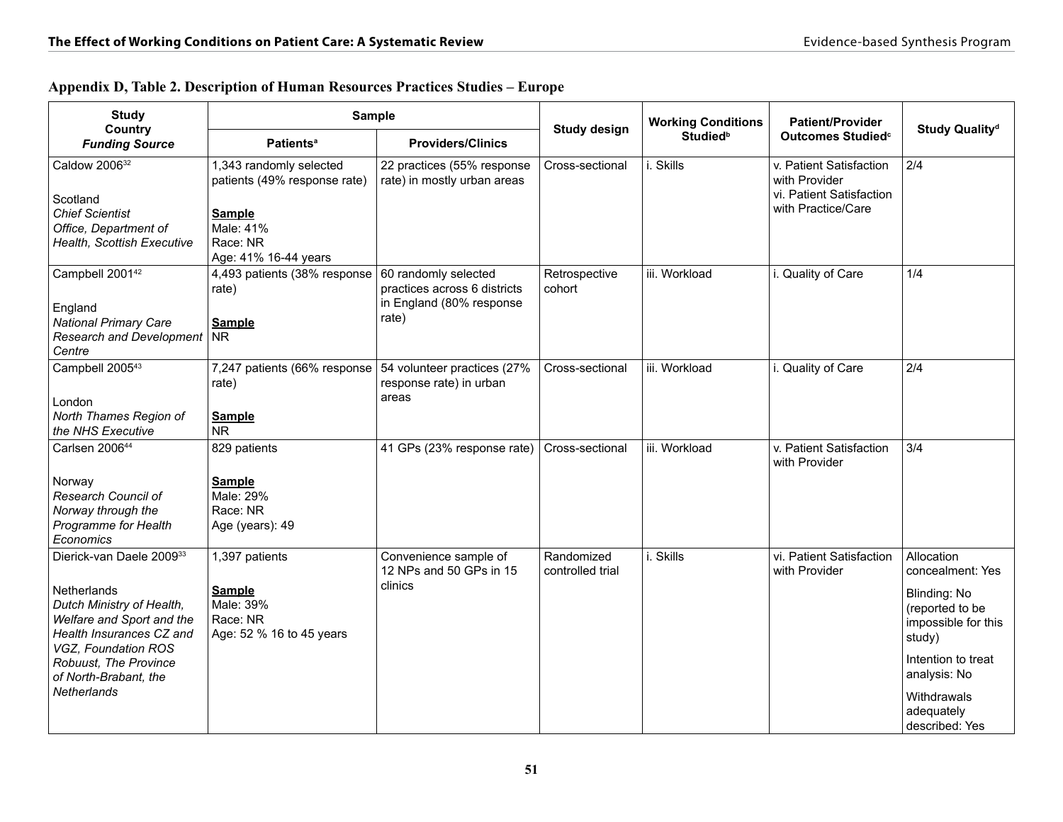## Appendix D, Table 2. Description of Human Resources Practices Studies – Europe

| Study<br>Country<br>*Funding Source* | Sample | | Study design | Working Conditions Studied[b] | Patient/Provider Outcomes Studied[c] | Study Quality[d] |
|---|---|---|---|---|---|---|
| | Patients[a] | Providers/Clinics | | | | |
| Caldow 2006[32]<br><br>Scotland<br>*Chief Scientist Office, Department of Health, Scottish Executive* | 1,343 randomly selected patients (49% response rate)<br><br>**Sample**<br>Male: 41%<br>Race: NR<br>Age: 41% 16-44 years | 22 practices (55% response rate) in mostly urban areas | Cross-sectional | i. Skills | v. Patient Satisfaction with Provider<br>vi. Patient Satisfaction with Practice/Care | 2/4 |
| Campbell 2001[42]<br><br>England<br>*National Primary Care Research and Development Centre* | 4,493 patients (38% response rate)<br><br>**Sample**<br>NR | 60 randomly selected practices across 6 districts in England (80% response rate) | Retrospective cohort | iii. Workload | i. Quality of Care | 1/4 |
| Campbell 2005[43]<br><br>London<br>*North Thames Region of the NHS Executive* | 7,247 patients (66% response rate)<br><br>**Sample**<br>NR | 54 volunteer practices (27% response rate) in urban areas | Cross-sectional | iii. Workload | i. Quality of Care | 2/4 |
| Carlsen 2006[44]<br><br>Norway<br>*Research Council of Norway through the Programme for Health Economics* | 829 patients<br><br>**Sample**<br>Male: 29%<br>Race: NR<br>Age (years): 49 | 41 GPs (23% response rate) | Cross-sectional | iii. Workload | v. Patient Satisfaction with Provider | 3/4 |
| Dierick-van Daele 2009[33]<br><br>Netherlands<br>*Dutch Ministry of Health, Welfare and Sport and the Health Insurances CZ and VGZ, Foundation ROS Robuust, The Province of North-Brabant, the Netherlands* | 1,397 patients<br><br>**Sample**<br>Male: 39%<br>Race: NR<br>Age: 52 % 16 to 45 years | Convenience sample of 12 NPs and 50 GPs in 15 clinics | Randomized controlled trial | i. Skills | vi. Patient Satisfaction with Provider | Allocation concealment: Yes<br>Blinding: No (reported to be impossible for this study)<br>Intention to treat analysis: No<br>Withdrawals adequately described: Yes |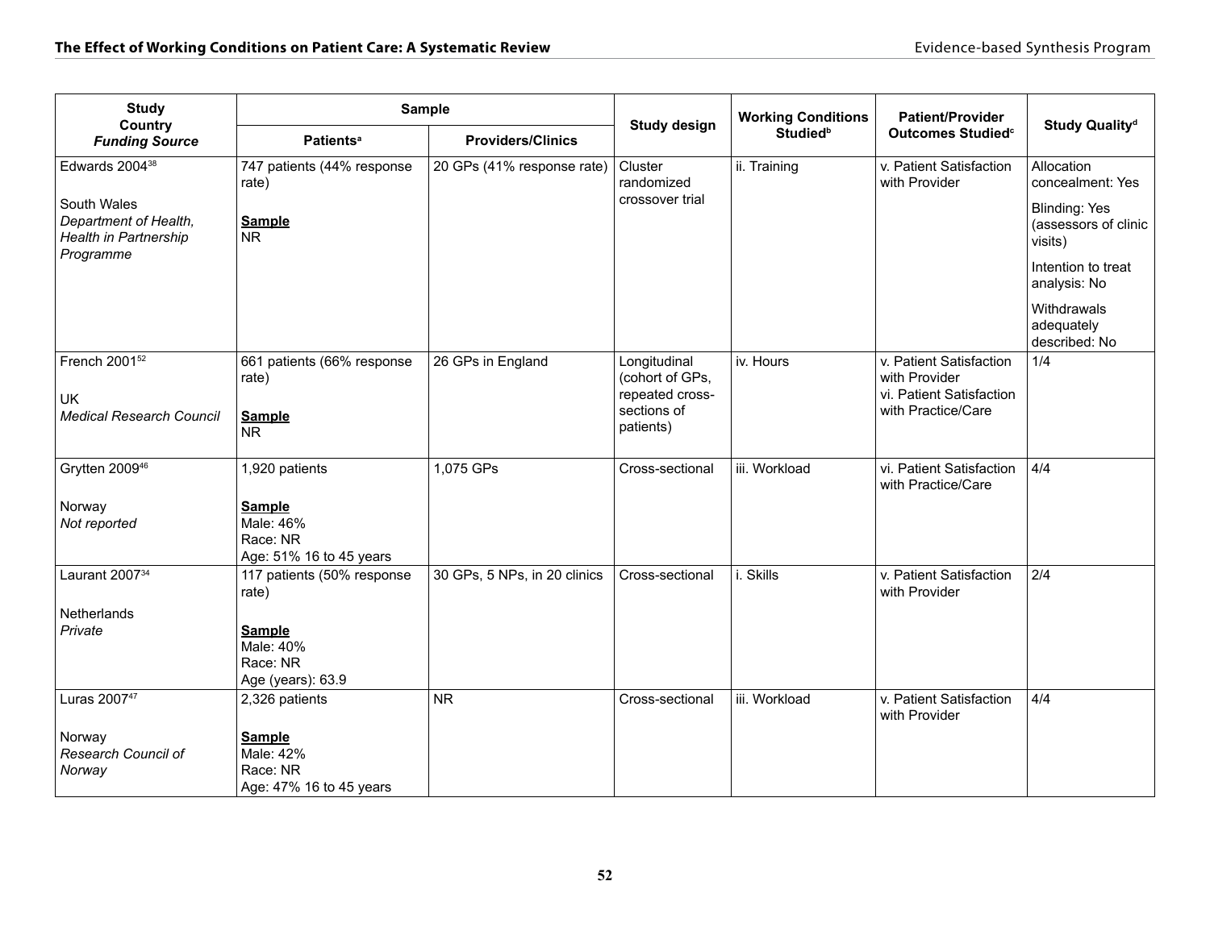| Study<br>Country<br>*Funding Source* | Sample | | Study design | Working Conditions Studied[b] | Patient/Provider Outcomes Studied[c] | Study Quality[d] |
|---|---|---|---|---|---|---|
| | Patients[a] | Providers/Clinics | | | | |
| Edwards 2004[38]<br><br>South Wales<br>*Department of Health, Health in Partnership Programme* | 747 patients (44% response rate)<br><br>**Sample**<br>NR | 20 GPs (41% response rate) | Cluster randomized crossover trial | ii. Training | v. Patient Satisfaction with Provider | Allocation concealment: Yes<br><br>Blinding: Yes (assessors of clinic visits)<br><br>Intention to treat analysis: No<br><br>Withdrawals adequately described: No |
| French 2001[52]<br><br>UK<br>*Medical Research Council* | 661 patients (66% response rate)<br><br>**Sample**<br>NR | 26 GPs in England | Longitudinal (cohort of GPs, repeated cross-sections of patients) | iv. Hours | v. Patient Satisfaction with Provider<br>vi. Patient Satisfaction with Practice/Care | 1/4 |
| Grytten 2009[46]<br><br>Norway<br>*Not reported* | 1,920 patients<br><br>**Sample**<br>Male: 46%<br>Race: NR<br>Age: 51% 16 to 45 years | 1,075 GPs | Cross-sectional | iii. Workload | vi. Patient Satisfaction with Practice/Care | 4/4 |
| Laurant 2007[34]<br><br>Netherlands<br>*Private* | 117 patients (50% response rate)<br><br>**Sample**<br>Male: 40%<br>Race: NR<br>Age (years): 63.9 | 30 GPs, 5 NPs, in 20 clinics | Cross-sectional | i. Skills | v. Patient Satisfaction with Provider | 2/4 |
| Luras 2007[47]<br><br>Norway<br>*Research Council of Norway* | 2,326 patients<br><br>**Sample**<br>Male: 42%<br>Race: NR<br>Age: 47% 16 to 45 years | NR | Cross-sectional | iii. Workload | v. Patient Satisfaction with Provider | 4/4 |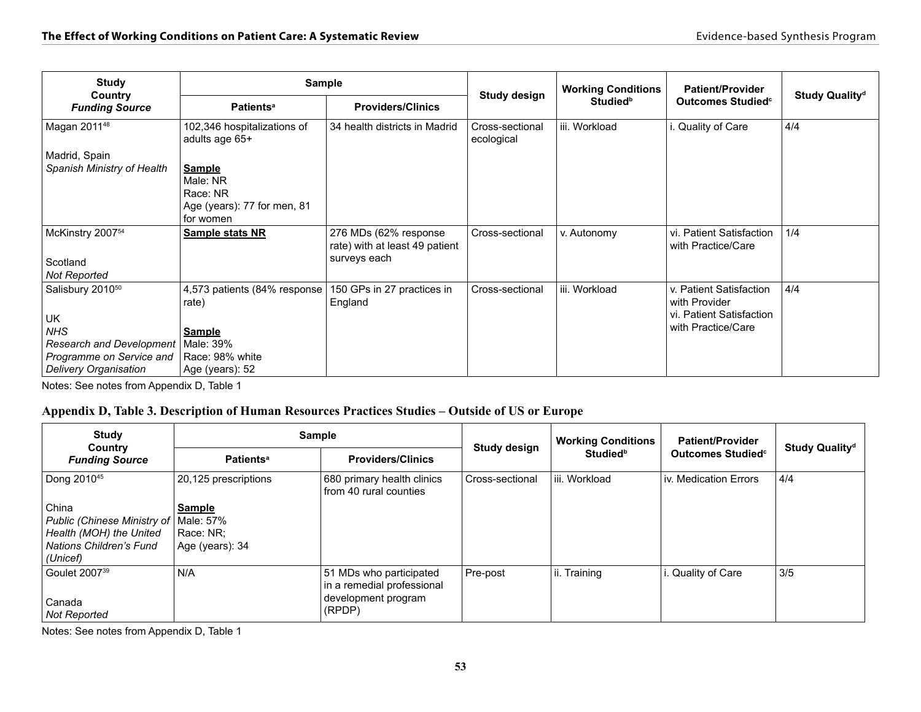| Study<br>Country<br>*Funding Source* | Sample | | Study design | Working Conditions Studied[b] | Patient/Provider Outcomes Studied[c] | Study Quality[d] |
|---|---|---|---|---|---|---|
| | Patients[a] | Providers/Clinics | | | | |
| Magan 2011[48]<br><br>Madrid, Spain<br>*Spanish Ministry of Health* | 102,346 hospitalizations of adults age 65+<br><br>**Sample**<br>Male: NR<br>Race: NR<br>Age (years): 77 for men, 81 for women | 34 health districts in Madrid | Cross-sectional ecological | iii. Workload | i. Quality of Care | 4/4 |
| McKinstry 2007[54]<br><br>Scotland<br>*Not Reported* | **Sample stats NR** | 276 MDs (62% response rate) with at least 49 patient surveys each | Cross-sectional | v. Autonomy | vi. Patient Satisfaction with Practice/Care | 1/4 |
| Salisbury 2010[50]<br><br>UK<br>*NHS*<br>*Research and Development Programme on Service and Delivery Organisation* | 4,573 patients (84% response rate)<br><br>**Sample**<br>Male: 39%<br>Race: 98% white<br>Age (years): 52 | 150 GPs in 27 practices in England | Cross-sectional | iii. Workload | v. Patient Satisfaction with Provider<br>vi. Patient Satisfaction with Practice/Care | 4/4 |

Notes: See notes from Appendix D, Table 1

### Appendix D, Table 3. Description of Human Resources Practices Studies – Outside of US or Europe

| Study<br>Country<br>*Funding Source* | Sample | | Study design | Working Conditions Studied[b] | Patient/Provider Outcomes Studied[c] | Study Quality[d] |
|---|---|---|---|---|---|---|
| | Patients[a] | Providers/Clinics | | | | |
| Dong 2010[45]<br><br>China<br>*Public (Chinese Ministry of Health (MOH) the United Nations Children's Fund (Unicef)* | 20,125 prescriptions<br><br>**Sample**<br>Male: 57%<br>Race: NR;<br>Age (years): 34 | 680 primary health clinics from 40 rural counties | Cross-sectional | iii. Workload | iv. Medication Errors | 4/4 |
| Goulet 2007[39]<br><br>Canada<br>*Not Reported* | N/A | 51 MDs who participated in a remedial professional development program (RPDP) | Pre-post | ii. Training | i. Quality of Care | 3/5 |

Notes: See notes from Appendix D, Table 1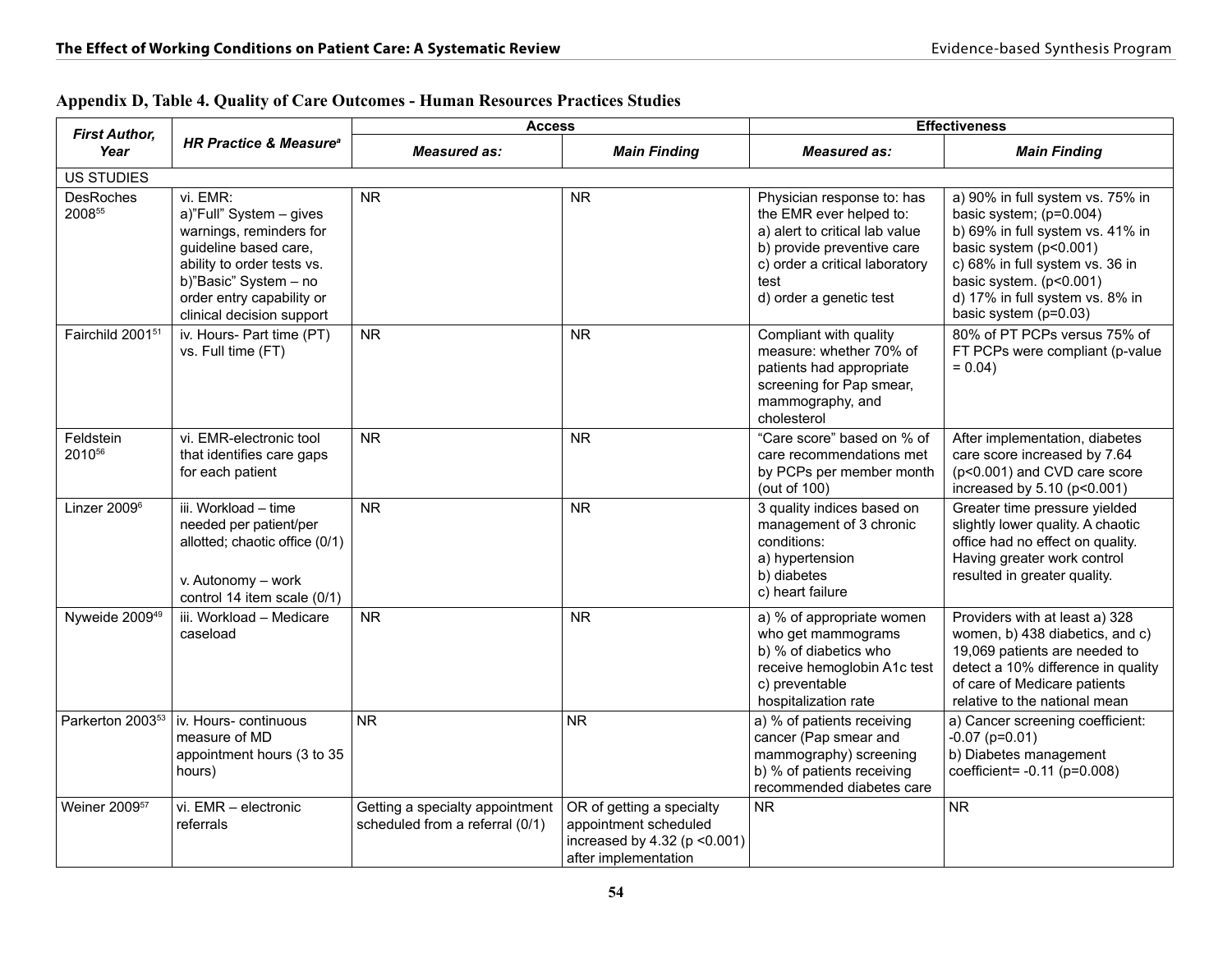## Appendix D, Table 4. Quality of Care Outcomes - Human Resources Practices Studies

| First Author, Year | HR Practice & Measure[a] | Access | | Effectiveness | |
|---|---|---|---|---|---|
| | | Measured as: | Main Finding | Measured as: | Main Finding |
| US STUDIES | | | | | |
| DesRoches 2008[55] | vi. EMR: a)"Full" System – gives warnings, reminders for guideline based care, ability to order tests vs. b)"Basic" System – no order entry capability or clinical decision support | NR | NR | Physician response to: has the EMR ever helped to: a) alert to critical lab value b) provide preventive care c) order a critical laboratory test d) order a genetic test | a) 90% in full system vs. 75% in basic system; (p=0.004) b) 69% in full system vs. 41% in basic system (p<0.001) c) 68% in full system vs. 36 in basic system. (p<0.001) d) 17% in full system vs. 8% in basic system (p=0.03) |
| Fairchild 2001[51] | iv. Hours- Part time (PT) vs. Full time (FT) | NR | NR | Compliant with quality measure: whether 70% of patients had appropriate screening for Pap smear, mammography, and cholesterol | 80% of PT PCPs versus 75% of FT PCPs were compliant (p-value = 0.04) |
| Feldstein 2010[56] | vi. EMR-electronic tool that identifies care gaps for each patient | NR | NR | "Care score" based on % of care recommendations met by PCPs per member month (out of 100) | After implementation, diabetes care score increased by 7.64 (p<0.001) and CVD care score increased by 5.10 (p<0.001) |
| Linzer 2009[6] | iii. Workload – time needed per patient/per allotted; chaotic office (0/1)<br><br>v. Autonomy – work control 14 item scale (0/1) | NR | NR | 3 quality indices based on management of 3 chronic conditions: a) hypertension b) diabetes c) heart failure | Greater time pressure yielded slightly lower quality. A chaotic office had no effect on quality. Having greater work control resulted in greater quality. |
| Nyweide 2009[49] | iii. Workload – Medicare caseload | NR | NR | a) % of appropriate women who get mammograms b) % of diabetics who receive hemoglobin A1c test c) preventable hospitalization rate | Providers with at least a) 328 women, b) 438 diabetics, and c) 19,069 patients are needed to detect a 10% difference in quality of care of Medicare patients relative to the national mean |
| Parkerton 2003[53] | iv. Hours- continuous measure of MD appointment hours (3 to 35 hours) | NR | NR | a) % of patients receiving cancer (Pap smear and mammography) screening b) % of patients receiving recommended diabetes care | a) Cancer screening coefficient: -0.07 (p=0.01) b) Diabetes management coefficient= -0.11 (p=0.008) |
| Weiner 2009[57] | vi. EMR – electronic referrals | Getting a specialty appointment scheduled from a referral (0/1) | OR of getting a specialty appointment scheduled increased by 4.32 (p <0.001) after implementation | NR | NR |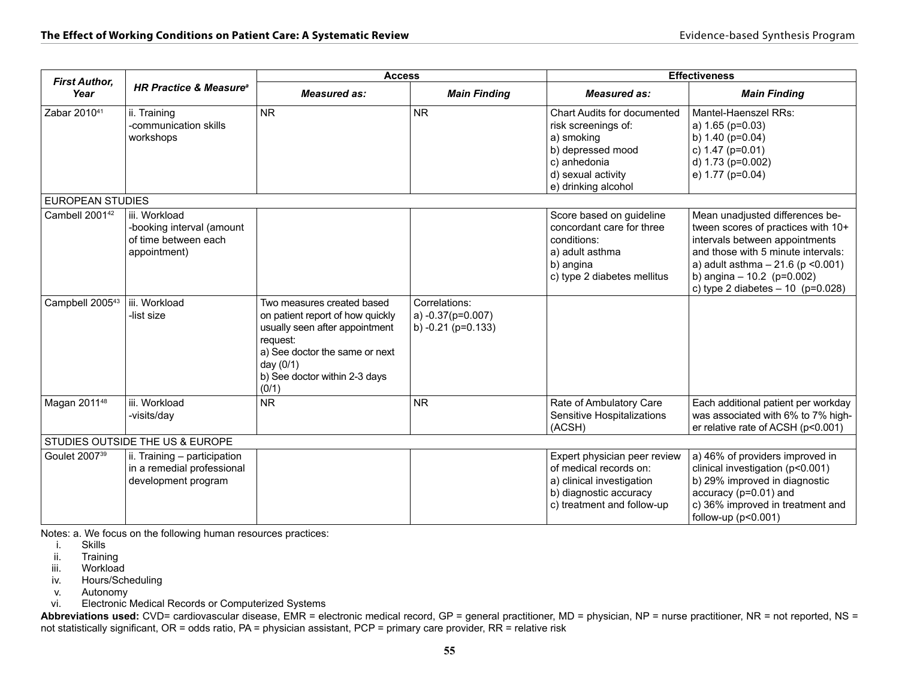| First Author, Year | HR Practice & Measure[a] | Access | | Effectiveness | |
|---|---|---|---|---|---|
| | | *Measured as:* | *Main Finding* | *Measured as:* | *Main Finding* |
| Zabar 2010[41] | ii. Training<br>-communication skills workshops | NR | NR | Chart Audits for documented risk screenings of:<br>a) smoking<br>b) depressed mood<br>c) anhedonia<br>d) sexual activity<br>e) drinking alcohol | Mantel-Haenszel RRs:<br>a) 1.65 (p=0.03)<br>b) 1.40 (p=0.04)<br>c) 1.47 (p=0.01)<br>d) 1.73 (p=0.002)<br>e) 1.77 (p=0.04) |
| EUROPEAN STUDIES | | | | | |
| Cambell 2001[42] | iii. Workload<br>-booking interval (amount of time between each appointment) | | | Score based on guideline concordant care for three conditions:<br>a) adult asthma<br>b) angina<br>c) type 2 diabetes mellitus | Mean unadjusted differences between scores of practices with 10+ intervals between appointments and those with 5 minute intervals:<br>a) adult asthma – 21.6 (p <0.001)<br>b) angina – 10.2 (p=0.002)<br>c) type 2 diabetes – 10 (p=0.028) |
| Campbell 2005[43] | iii. Workload<br>-list size | Two measures created based on patient report of how quickly usually seen after appointment request:<br>a) See doctor the same or next day (0/1)<br>b) See doctor within 2-3 days (0/1) | Correlations:<br>a) -0.37(p=0.007)<br>b) -0.21 (p=0.133) | | |
| Magan 2011[48] | iii. Workload<br>-visits/day | NR | NR | Rate of Ambulatory Care Sensitive Hospitalizations (ACSH) | Each additional patient per workday was associated with 6% to 7% higher relative rate of ACSH (p<0.001) |
| STUDIES OUTSIDE THE US & EUROPE | | | | | |
| Goulet 2007[39] | ii. Training – participation in a remedial professional development program | | | Expert physician peer review of medical records on:<br>a) clinical investigation<br>b) diagnostic accuracy<br>c) treatment and follow-up | a) 46% of providers improved in clinical investigation (p<0.001)<br>b) 29% improved in diagnostic accuracy (p=0.01) and<br>c) 36% improved in treatment and follow-up (p<0.001) |

Notes: a. We focus on the following human resources practices:

i. Skills
ii. Training
iii. Workload
iv. Hours/Scheduling
v. Autonomy
vi. Electronic Medical Records or Computerized Systems

**Abbreviations used:** CVD= cardiovascular disease, EMR = electronic medical record, GP = general practitioner, MD = physician, NP = nurse practitioner, NR = not reported, NS = not statistically significant, OR = odds ratio, PA = physician assistant, PCP = primary care provider, RR = relative risk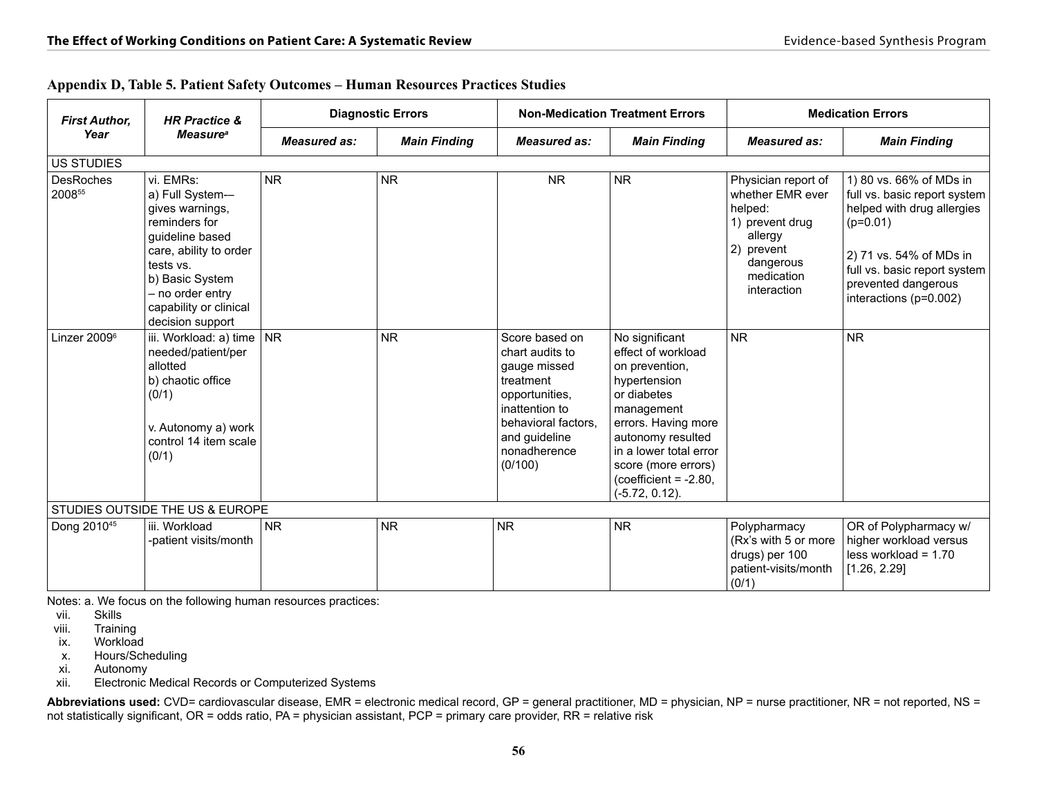## Appendix D, Table 5. Patient Safety Outcomes – Human Resources Practices Studies

| ***First Author, Year*** | ***HR Practice & Measure***[a] | **Diagnostic Errors** | | **Non-Medication Treatment Errors** | | **Medication Errors** | |
|---|---|---|---|---|---|---|---|
| | | ***Measured as:*** | ***Main Finding*** | ***Measured as:*** | ***Main Finding*** | ***Measured as:*** | ***Main Finding*** |
| US STUDIES | | | | | | | |
| DesRoches 2008[55] | vi. EMRs: a) Full System—gives warnings, reminders for guideline based care, ability to order tests vs. b) Basic System – no order entry capability or clinical decision support | NR | NR | NR | NR | Physician report of whether EMR ever helped: 1) prevent drug allergy 2) prevent dangerous medication interaction | 1) 80 vs. 66% of MDs in full vs. basic report system helped with drug allergies (p=0.01) 2) 71 vs. 54% of MDs in full vs. basic report system prevented dangerous interactions (p=0.002) |
| Linzer 2009[6] | iii. Workload: a) time needed/patient/per allotted b) chaotic office (0/1) v. Autonomy a) work control 14 item scale (0/1) | NR | NR | Score based on chart audits to gauge missed treatment opportunities, inattention to behavioral factors, and guideline nonadherence (0/100) | No significant effect of workload on prevention, hypertension or diabetes management errors. Having more autonomy resulted in a lower total error score (more errors) (coefficient = -2.80, (-5.72, 0.12). | NR | NR |
| STUDIES OUTSIDE THE US & EUROPE | | | | | | | |
| Dong 2010[45] | iii. Workload -patient visits/month | NR | NR | NR | NR | Polypharmacy (Rx's with 5 or more drugs) per 100 patient-visits/month (0/1) | OR of Polypharmacy w/ higher workload versus less workload = 1.70 [1.26, 2.29] |

Notes: a. We focus on the following human resources practices:

vii. Skills
viii. Training
ix. Workload
x. Hours/Scheduling
xi. Autonomy
xii. Electronic Medical Records or Computerized Systems

**Abbreviations used:** CVD= cardiovascular disease, EMR = electronic medical record, GP = general practitioner, MD = physician, NP = nurse practitioner, NR = not reported, NS = not statistically significant, OR = odds ratio, PA = physician assistant, PCP = primary care provider, RR = relative risk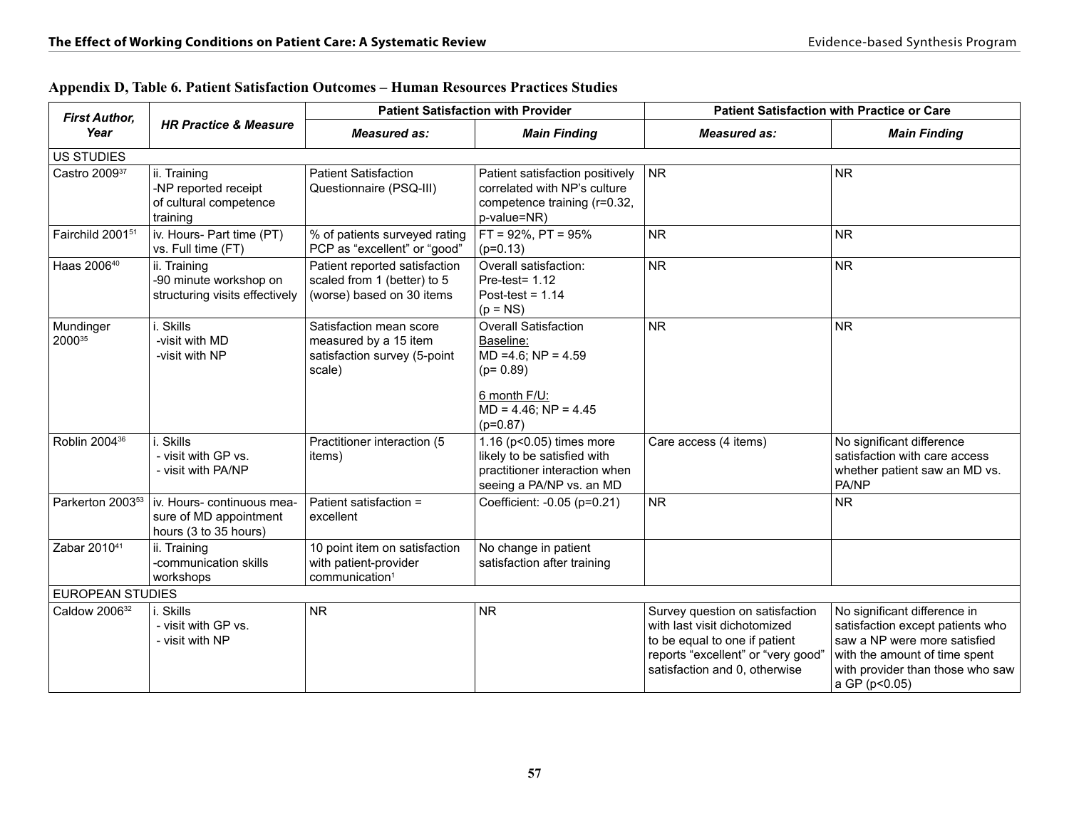## Appendix D, Table 6. Patient Satisfaction Outcomes – Human Resources Practices Studies

| *First Author, Year* | *HR Practice & Measure* | Patient Satisfaction with Provider | | Patient Satisfaction with Practice or Care | |
|---|---|---|---|---|---|
| | | *Measured as:* | *Main Finding* | *Measured as:* | *Main Finding* |
| US STUDIES | | | | | |
| Castro 2009[37] | ii. Training<br>-NP reported receipt of cultural competence training | Patient Satisfaction Questionnaire (PSQ-III) | Patient satisfaction positively correlated with NP's culture competence training (r=0.32, p-value=NR) | NR | NR |
| Fairchild 2001[51] | iv. Hours- Part time (PT) vs. Full time (FT) | % of patients surveyed rating PCP as "excellent" or "good" | FT = 92%, PT = 95% (p=0.13) | NR | NR |
| Haas 2006[40] | ii. Training<br>-90 minute workshop on structuring visits effectively | Patient reported satisfaction scaled from 1 (better) to 5 (worse) based on 30 items | Overall satisfaction:<br>Pre-test= 1.12<br>Post-test = 1.14<br>(p = NS) | NR | NR |
| Mundinger 2000[35] | i. Skills<br>-visit with MD<br>-visit with NP | Satisfaction mean score measured by a 15 item satisfaction survey (5-point scale) | Overall Satisfaction<br>Baseline:<br>MD =4.6; NP = 4.59<br>(p= 0.89)<br>6 month F/U:<br>MD = 4.46; NP = 4.45<br>(p=0.87) | NR | NR |
| Roblin 2004[36] | i. Skills<br>- visit with GP vs.<br>- visit with PA/NP | Practitioner interaction (5 items) | 1.16 (p<0.05) times more likely to be satisfied with practitioner interaction when seeing a PA/NP vs. an MD | Care access (4 items) | No significant difference satisfaction with care access whether patient saw an MD vs. PA/NP |
| Parkerton 2003[53] | iv. Hours- continuous measure of MD appointment hours (3 to 35 hours) | Patient satisfaction = excellent | Coefficient: -0.05 (p=0.21) | NR | NR |
| Zabar 2010[41] | ii. Training<br>-communication skills workshops | 10 point item on satisfaction with patient-provider communication[1] | No change in patient satisfaction after training | | |
| EUROPEAN STUDIES | | | | | |
| Caldow 2006[32] | i. Skills<br>- visit with GP vs.<br>- visit with NP | NR | NR | Survey question on satisfaction with last visit dichotomized to be equal to one if patient reports "excellent" or "very good" satisfaction and 0, otherwise | No significant difference in satisfaction except patients who saw a NP were more satisfied with the amount of time spent with provider than those who saw a GP (p<0.05) |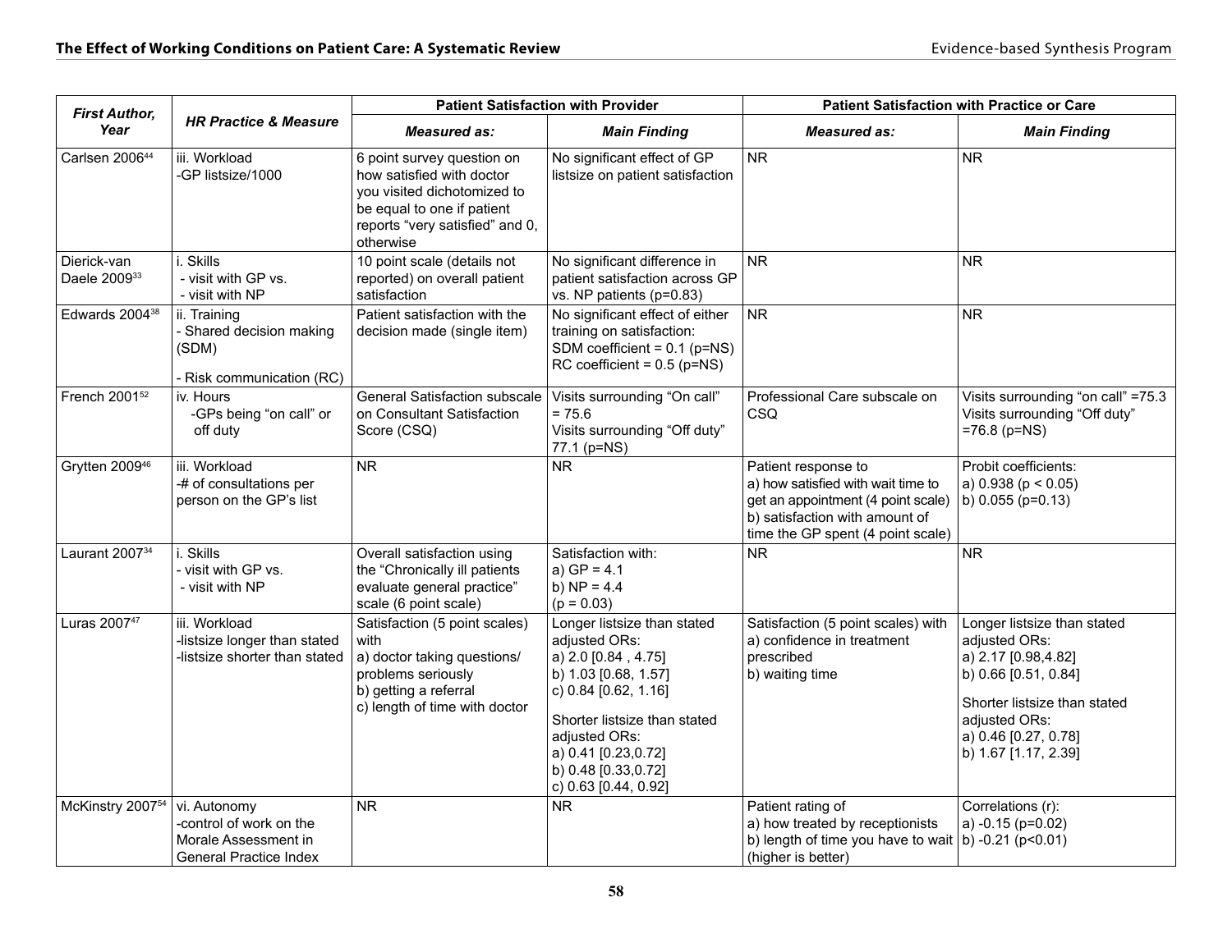| First Author, Year | HR Practice & Measure | Patient Satisfaction with Provider | | Patient Satisfaction with Practice or Care | |
|---|---|---|---|---|---|
| | | Measured as: | Main Finding | Measured as: | Main Finding |
| Carlsen 2006[44] | iii. Workload<br>-GP listsize/1000 | 6 point survey question on how satisfied with doctor you visited dichotomized to be equal to one if patient reports "very satisfied" and 0, otherwise | No significant effect of GP listsize on patient satisfaction | NR | NR |
| Dierick-van Daele 2009[33] | i. Skills<br>- visit with GP vs.<br>- visit with NP | 10 point scale (details not reported) on overall patient satisfaction | No significant difference in patient satisfaction across GP vs. NP patients (p=0.83) | NR | NR |
| Edwards 2004[38] | ii. Training<br>- Shared decision making (SDM)<br>- Risk communication (RC) | Patient satisfaction with the decision made (single item) | No significant effect of either training on satisfaction:<br>SDM coefficient = 0.1 (p=NS)<br>RC coefficient = 0.5 (p=NS) | NR | NR |
| French 2001[52] | iv. Hours<br>-GPs being "on call" or off duty | General Satisfaction subscale on Consultant Satisfaction Score (CSQ) | Visits surrounding "On call" = 75.6<br>Visits surrounding "Off duty" 77.1 (p=NS) | Professional Care subscale on CSQ | Visits surrounding "on call" =75.3<br>Visits surrounding "Off duty" =76.8 (p=NS) |
| Grytten 2009[46] | iii. Workload<br>-# of consultations per person on the GP's list | NR | NR | Patient response to<br>a) how satisfied with wait time to get an appointment (4 point scale)<br>b) satisfaction with amount of time the GP spent (4 point scale) | Probit coefficients:<br>a) 0.938 ($p < 0.05$)<br>b) 0.055 (p=0.13) |
| Laurant 2007[34] | i. Skills<br>- visit with GP vs.<br>- visit with NP | Overall satisfaction using the "Chronically ill patients evaluate general practice" scale (6 point scale) | Satisfaction with:<br>a) GP = 4.1<br>b) NP = 4.4<br>(p = 0.03) | NR | NR |
| Luras 2007[47] | iii. Workload<br>-listsize longer than stated<br>-listsize shorter than stated | Satisfaction (5 point scales) with<br>a) doctor taking questions/ problems seriously<br>b) getting a referral<br>c) length of time with doctor | Longer listsize than stated adjusted ORs:<br>a) 2.0 [0.84 , 4.75]<br>b) 1.03 [0.68, 1.57]<br>c) 0.84 [0.62, 1.16]<br>Shorter listsize than stated adjusted ORs:<br>a) 0.41 [0.23,0.72]<br>b) 0.48 [0.33,0.72]<br>c) 0.63 [0.44, 0.92] | Satisfaction (5 point scales) with<br>a) confidence in treatment prescribed<br>b) waiting time | Longer listsize than stated adjusted ORs:<br>a) 2.17 [0.98,4.82]<br>b) 0.66 [0.51, 0.84]<br>Shorter listsize than stated adjusted ORs:<br>a) 0.46 [0.27, 0.78]<br>b) 1.67 [1.17, 2.39] |
| McKinstry 2007[54] | vi. Autonomy<br>-control of work on the Morale Assessment in General Practice Index | NR | NR | Patient rating of<br>a) how treated by receptionists<br>b) length of time you have to wait (higher is better) | Correlations (r):<br>a) -0.15 (p=0.02)<br>b) -0.21 ($p<0.01$) |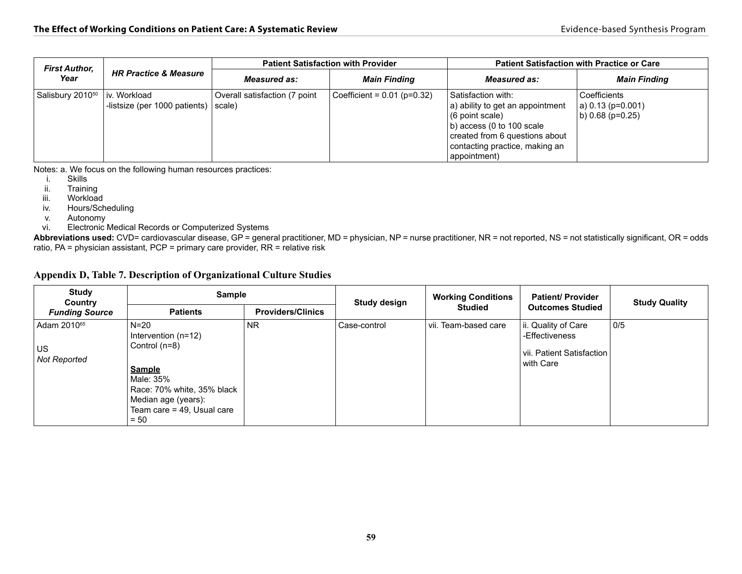| First Author, Year | HR Practice & Measure | Patient Satisfaction with Provider | | Patient Satisfaction with Practice or Care | |
|---|---|---|---|---|---|
| | | *Measured as:* | *Main Finding* | *Measured as:* | *Main Finding* |
| Salisbury 2010[50] | iv. Workload<br>-listsize (per 1000 patients) | Overall satisfaction (7 point scale) | Coefficient = 0.01 (p=0.32) | Satisfaction with:<br>a) ability to get an appointment (6 point scale)<br>b) access (0 to 100 scale created from 6 questions about contacting practice, making an appointment) | Coefficients<br>a) 0.13 (p=0.001)<br>b) 0.68 (p=0.25) |

Notes: a. We focus on the following human resources practices:

i. Skills
ii. Training
iii. Workload
iv. Hours/Scheduling
v. Autonomy
vi. Electronic Medical Records or Computerized Systems

**Abbreviations used:** CVD= cardiovascular disease, GP = general practitioner, MD = physician, NP = nurse practitioner, NR = not reported, NS = not statistically significant, OR = odds ratio, PA = physician assistant, PCP = primary care provider, RR = relative risk

## Appendix D, Table 7. Description of Organizational Culture Studies

| Study<br>Country<br>*Funding Source* | Sample | | Study design | Working Conditions Studied | Patient/ Provider Outcomes Studied | Study Quality |
|---|---|---|---|---|---|---|
| | Patients | Providers/Clinics | | | | |
| Adam 2010[65]<br><br>US<br>*Not Reported* | N=20<br>Intervention (n=12)<br>Control (n=8)<br><br>**Sample**<br>Male: 35%<br>Race: 70% white, 35% black<br>Median age (years):<br>Team care = 49, Usual care = 50 | NR | Case-control | vii. Team-based care | ii. Quality of Care<br>-Effectiveness<br><br>vii. Patient Satisfaction with Care | 0/5 |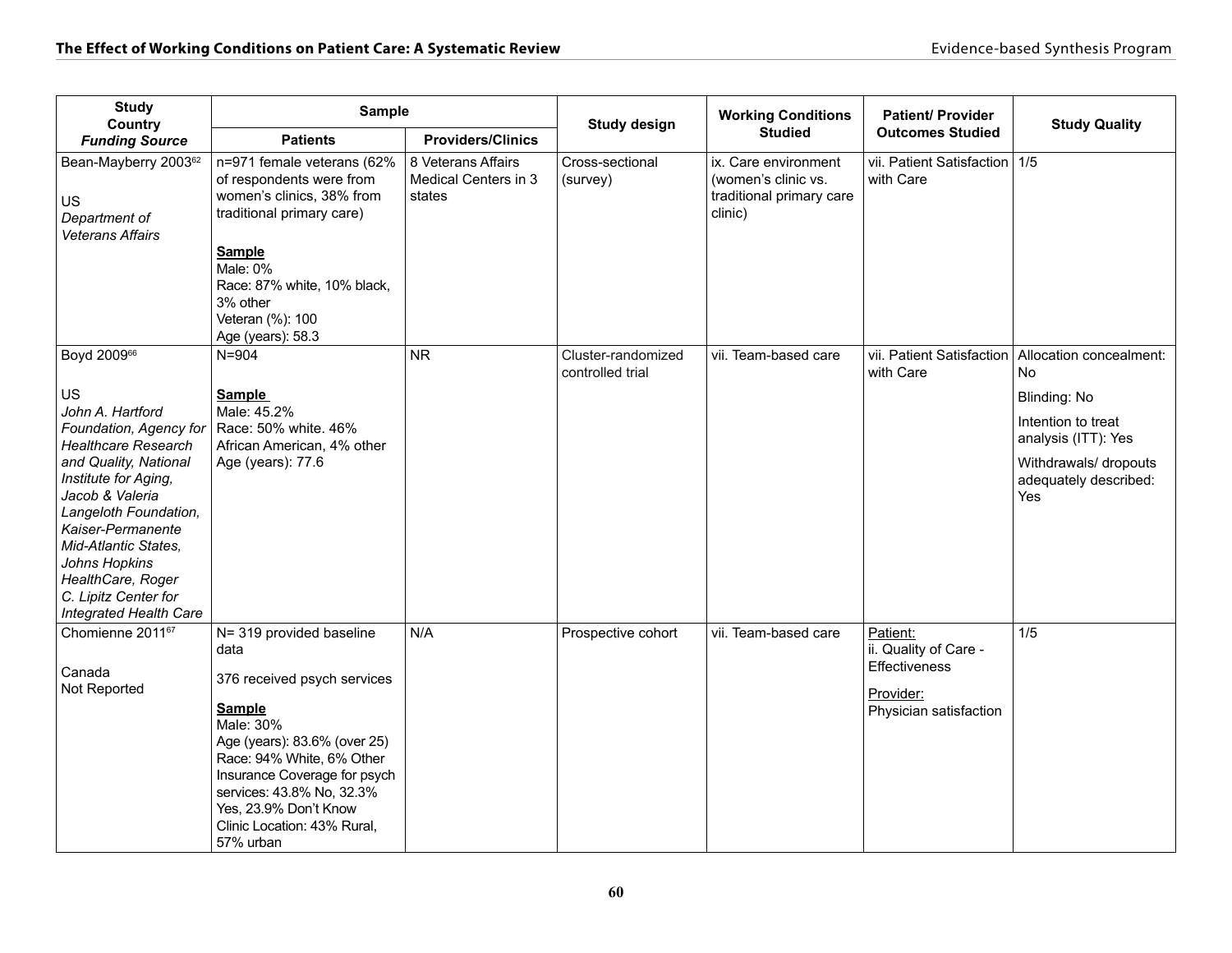| Study<br>Country<br>*Funding Source* | Sample | | Study design | Working Conditions Studied | Patient/ Provider Outcomes Studied | Study Quality |
|---|---|---|---|---|---|---|
| | Patients | Providers/Clinics | | | | |
| Bean-Mayberry 2003[62]<br><br>US<br>*Department of Veterans Affairs* | n=971 female veterans (62% of respondents were from women's clinics, 38% from traditional primary care)<br><br>**Sample**<br>Male: 0%<br>Race: 87% white, 10% black, 3% other<br>Veteran (%): 100<br>Age (years): 58.3 | 8 Veterans Affairs Medical Centers in 3 states | Cross-sectional (survey) | ix. Care environment (women's clinic vs. traditional primary care clinic) | vii. Patient Satisfaction with Care | 1/5 |
| Boyd 2009[66]<br><br>US<br>*John A. Hartford Foundation, Agency for Healthcare Research and Quality, National Institute for Aging, Jacob & Valeria Langeloth Foundation, Kaiser-Permanente Mid-Atlantic States, Johns Hopkins HealthCare, Roger C. Lipitz Center for Integrated Health Care* | N=904<br><br>**Sample**<br>Male: 45.2%<br>Race: 50% white. 46% African American, 4% other<br>Age (years): 77.6 | NR | Cluster-randomized controlled trial | vii. Team-based care | vii. Patient Satisfaction with Care | Allocation concealment: No<br><br>Blinding: No<br><br>Intention to treat analysis (ITT): Yes<br><br>Withdrawals/ dropouts adequately described: Yes |
| Chomienne 2011[67]<br><br>Canada<br>Not Reported | N= 319 provided baseline data<br><br>376 received psych services<br><br>**Sample**<br>Male: 30%<br>Age (years): 83.6% (over 25)<br>Race: 94% White, 6% Other<br>Insurance Coverage for psych services: 43.8% No, 32.3% Yes, 23.9% Don't Know<br>Clinic Location: 43% Rural, 57% urban | N/A | Prospective cohort | vii. Team-based care | Patient:<br>ii. Quality of Care - Effectiveness<br><br>Provider:<br>Physician satisfaction | 1/5 |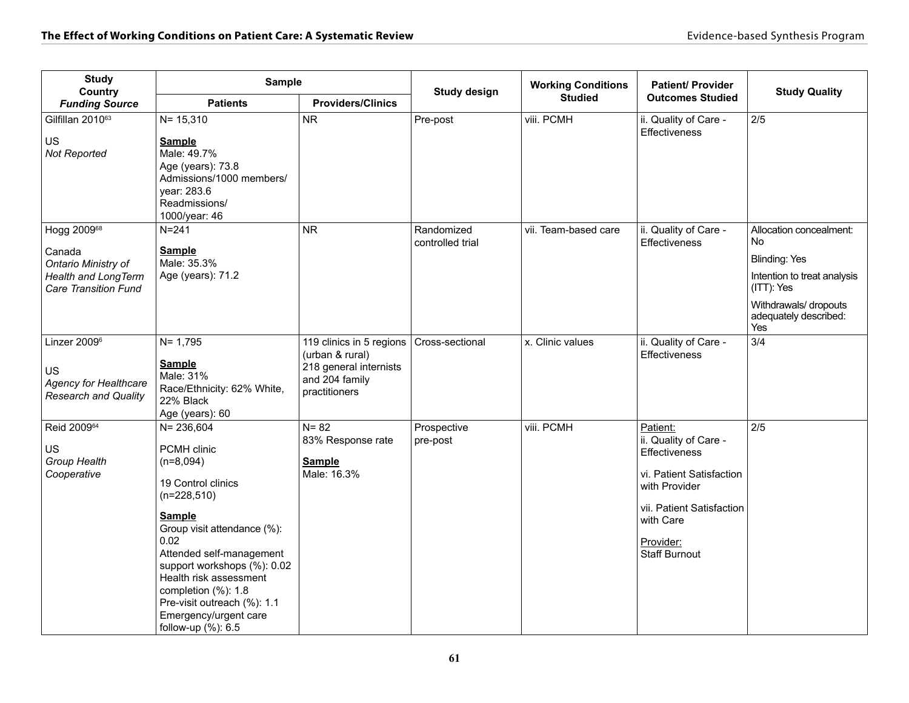| Study<br>Country<br>*Funding Source* | Sample | | Study design | Working Conditions Studied | Patient/ Provider Outcomes Studied | Study Quality |
|---|---|---|---|---|---|---|
| | Patients | Providers/Clinics | | | | |
| Gilfillan 2010[63]<br><br>US<br>*Not Reported* | N= 15,310<br><br>**Sample**<br>Male: 49.7%<br>Age (years): 73.8<br>Admissions/1000 members/ year: 283.6<br>Readmissions/ 1000/year: 46 | NR | Pre-post | viii. PCMH | ii. Quality of Care - Effectiveness | 2/5 |
| Hogg 2009[68]<br><br>Canada<br>*Ontario Ministry of Health and LongTerm Care Transition Fund* | N=241<br><br>**Sample**<br>Male: 35.3%<br>Age (years): 71.2 | NR | Randomized controlled trial | vii. Team-based care | ii. Quality of Care - Effectiveness | Allocation concealment: No<br><br>Blinding: Yes<br><br>Intention to treat analysis (ITT): Yes<br><br>Withdrawals/ dropouts adequately described: Yes |
| Linzer 2009[6]<br><br>US<br>*Agency for Healthcare Research and Quality* | N= 1,795<br><br>**Sample**<br>Male: 31%<br>Race/Ethnicity: 62% White, 22% Black<br>Age (years): 60 | 119 clinics in 5 regions (urban & rural)<br>218 general internists and 204 family practitioners | Cross-sectional | x. Clinic values | ii. Quality of Care - Effectiveness | 3/4 |
| Reid 2009[64]<br><br>US<br>*Group Health Cooperative* | N= 236,604<br><br>PCMH clinic<br>(n=8,094)<br><br>19 Control clinics<br>(n=228,510)<br><br>**Sample**<br>Group visit attendance (%): 0.02<br>Attended self-management support workshops (%): 0.02<br>Health risk assessment completion (%): 1.8<br>Pre-visit outreach (%): 1.1<br>Emergency/urgent care follow-up (%): 6.5 | N= 82<br>83% Response rate<br><br>**Sample**<br>Male: 16.3% | Prospective pre-post | viii. PCMH | Patient:<br>ii. Quality of Care - Effectiveness<br><br>vi. Patient Satisfaction with Provider<br><br>vii. Patient Satisfaction with Care<br><br>Provider:<br>Staff Burnout | 2/5 |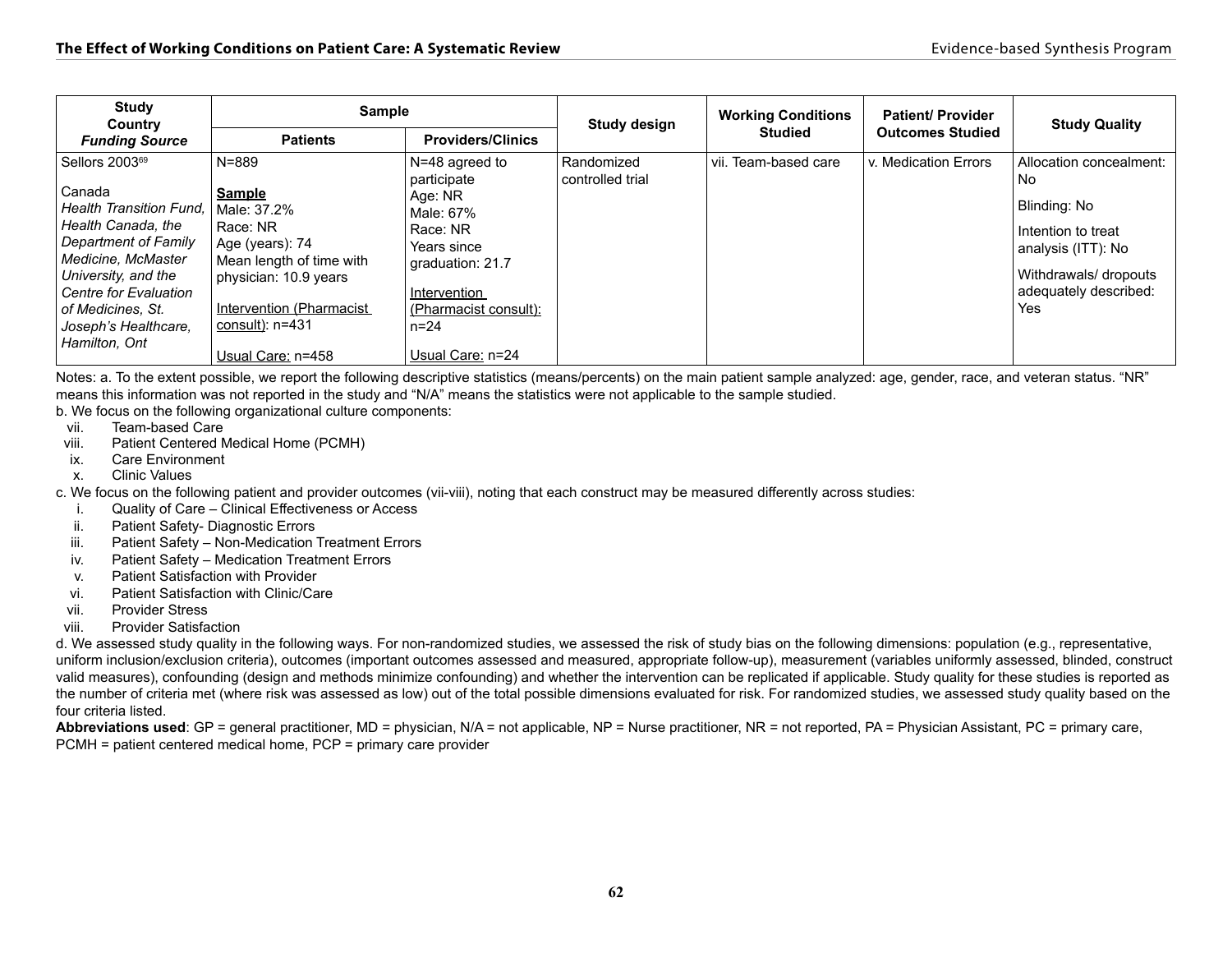| Study Country *Funding Source* | Sample | | Study design | Working Conditions Studied | Patient/ Provider Outcomes Studied | Study Quality |
|---|---|---|---|---|---|---|
| | Patients | Providers/Clinics | | | | |
| Sellors 2003[69]<br><br>Canada<br>*Health Transition Fund, Health Canada, the Department of Family Medicine, McMaster University, and the Centre for Evaluation of Medicines, St. Joseph's Healthcare, Hamilton, Ont* | N=889<br><br>**Sample**<br>Male: 37.2%<br>Race: NR<br>Age (years): 74<br>Mean length of time with physician: 10.9 years<br><br>Intervention (Pharmacist consult): n=431<br><br>Usual Care: n=458 | N=48 agreed to participate<br>Age: NR<br>Male: 67%<br>Race: NR<br>Years since graduation: 21.7<br><br>Intervention (Pharmacist consult): n=24<br><br>Usual Care: n=24 | Randomized controlled trial | vii. Team-based care | v. Medication Errors | Allocation concealment: No<br><br>Blinding: No<br><br>Intention to treat analysis (ITT): No<br><br>Withdrawals/ dropouts adequately described: Yes |

Notes: a. To the extent possible, we report the following descriptive statistics (means/percents) on the main patient sample analyzed: age, gender, race, and veteran status. "NR" means this information was not reported in the study and "N/A" means the statistics were not applicable to the sample studied.

b. We focus on the following organizational culture components:

- vii. Team-based Care
- viii. Patient Centered Medical Home (PCMH)
- ix. Care Environment
- x. Clinic Values

c. We focus on the following patient and provider outcomes (vii-viii), noting that each construct may be measured differently across studies:

- i. Quality of Care – Clinical Effectiveness or Access
- ii. Patient Safety- Diagnostic Errors
- iii. Patient Safety – Non-Medication Treatment Errors
- iv. Patient Safety – Medication Treatment Errors
- v. Patient Satisfaction with Provider
- vi. Patient Satisfaction with Clinic/Care
- vii. Provider Stress
- viii. Provider Satisfaction

d. We assessed study quality in the following ways. For non-randomized studies, we assessed the risk of study bias on the following dimensions: population (e.g., representative, uniform inclusion/exclusion criteria), outcomes (important outcomes assessed and measured, appropriate follow-up), measurement (variables uniformly assessed, blinded, construct valid measures), confounding (design and methods minimize confounding) and whether the intervention can be replicated if applicable. Study quality for these studies is reported as the number of criteria met (where risk was assessed as low) out of the total possible dimensions evaluated for risk. For randomized studies, we assessed study quality based on the four criteria listed.

**Abbreviations used**: GP = general practitioner, MD = physician, N/A = not applicable, NP = Nurse practitioner, NR = not reported, PA = Physician Assistant, PC = primary care, PCMH = patient centered medical home, PCP = primary care provider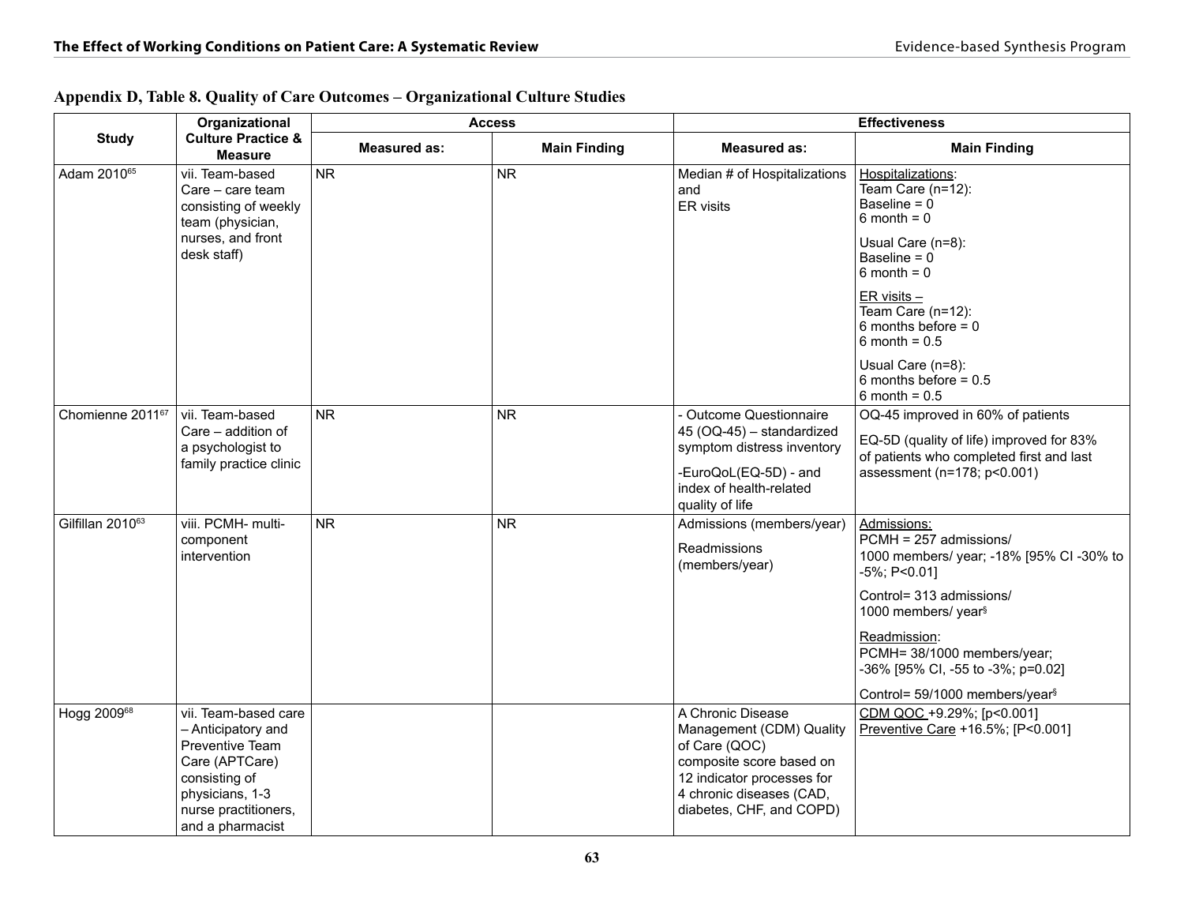## Appendix D, Table 8. Quality of Care Outcomes – Organizational Culture Studies

| Study | Organizational Culture Practice & Measure | Access | | Effectiveness | |
|---|---|---|---|---|---|
| | | Measured as: | Main Finding | Measured as: | Main Finding |
| Adam 2010[65] | vii. Team-based Care – care team consisting of weekly team (physician, nurses, and front desk staff) | NR | NR | Median # of Hospitalizations and ER visits | Hospitalizations: Team Care (n=12): Baseline = 0 6 month = 0<br><br>Usual Care (n=8): Baseline = 0 6 month = 0<br><br>ER visits – Team Care (n=12): 6 months before = 0 6 month = 0.5<br><br>Usual Care (n=8): 6 months before = 0.5 6 month = 0.5 |
| Chomienne 2011[67] | vii. Team-based Care – addition of a psychologist to family practice clinic | NR | NR | - Outcome Questionnaire 45 (OQ-45) – standardized symptom distress inventory<br><br>-EuroQoL(EQ-5D) - and index of health-related quality of life | OQ-45 improved in 60% of patients<br><br>EQ-5D (quality of life) improved for 83% of patients who completed first and last assessment (n=178; p<0.001) |
| Gilfillan 2010[63] | viii. PCMH- multi-component intervention | NR | NR | Admissions (members/year)<br><br>Readmissions (members/year) | Admissions: PCMH = 257 admissions/ 1000 members/ year; -18% [95% CI -30% to -5%; P<0.01]<br><br>Control= 313 admissions/ 1000 members/ year[§]<br><br>Readmission: PCMH= 38/1000 members/year; -36% [95% CI, -55 to -3%; p=0.02]<br><br>Control= 59/1000 members/year[§] |
| Hogg 2009[68] | vii. Team-based care – Anticipatory and Preventive Team Care (APTCare) consisting of physicians, 1-3 nurse practitioners, and a pharmacist | | | A Chronic Disease Management (CDM) Quality of Care (QOC) composite score based on 12 indicator processes for 4 chronic diseases (CAD, diabetes, CHF, and COPD) | CDM QOC +9.29%; [p<0.001]<br>Preventive Care +16.5%; [P<0.001] |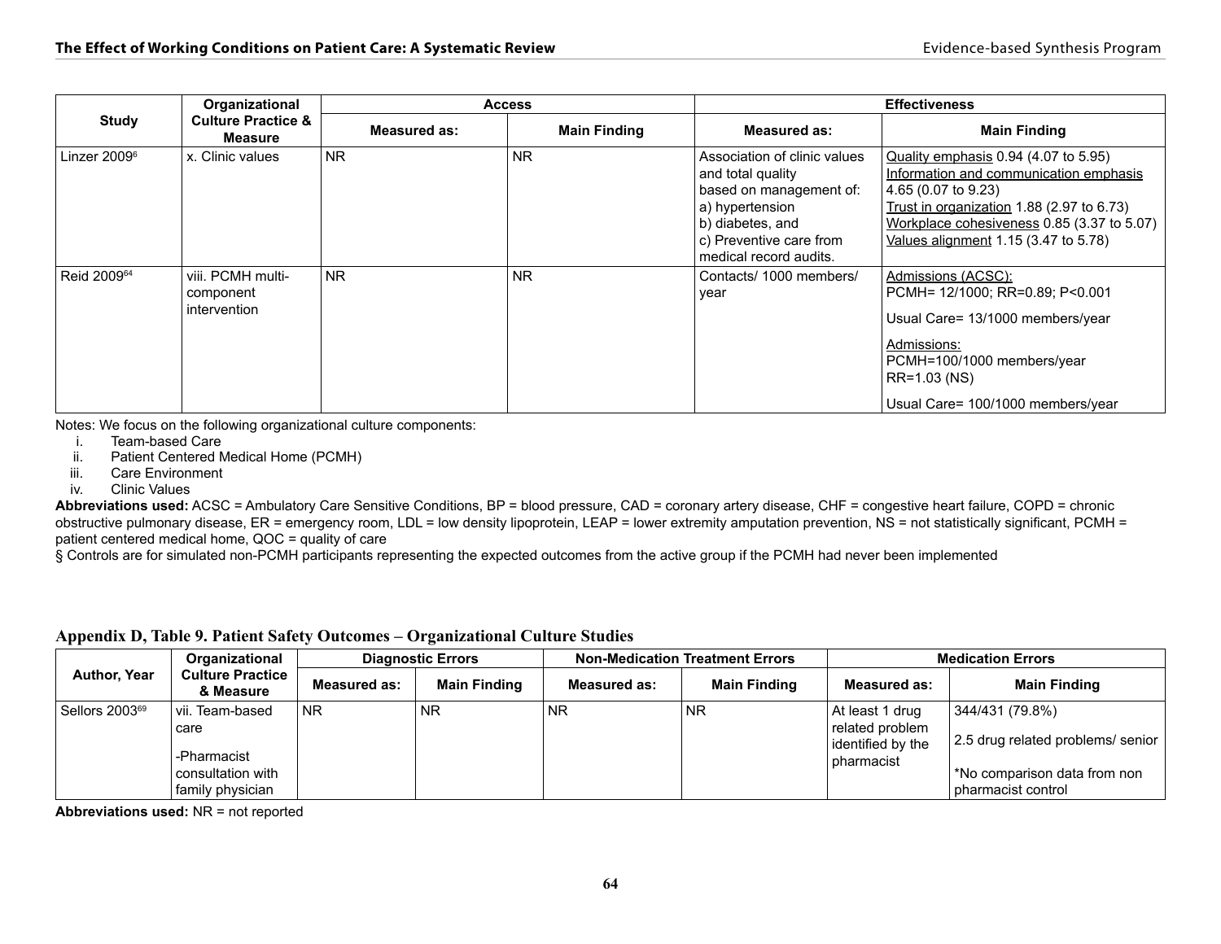| Study | Organizational Culture Practice & Measure | Access | | Effectiveness | |
|---|---|---|---|---|---|
| | | Measured as: | Main Finding | Measured as: | Main Finding |
| Linzer 2009[6] | x. Clinic values | NR | NR | Association of clinic values and total quality based on management of: a) hypertension b) diabetes, and c) Preventive care from medical record audits. | Quality emphasis 0.94 (4.07 to 5.95) Information and communication emphasis 4.65 (0.07 to 9.23) Trust in organization 1.88 (2.97 to 6.73) Workplace cohesiveness 0.85 (3.37 to 5.07) Values alignment 1.15 (3.47 to 5.78) |
| Reid 2009[64] | viii. PCMH multi-component intervention | NR | NR | Contacts/ 1000 members/ year | Admissions (ACSC): PCMH= 12/1000; RR=0.89; P<0.001<br><br>Usual Care= 13/1000 members/year<br><br>Admissions: PCMH=100/1000 members/year RR=1.03 (NS)<br><br>Usual Care= 100/1000 members/year |

Notes: We focus on the following organizational culture components:

i. Team-based Care
ii. Patient Centered Medical Home (PCMH)
iii. Care Environment
iv. Clinic Values

**Abbreviations used:** ACSC = Ambulatory Care Sensitive Conditions, BP = blood pressure, CAD = coronary artery disease, CHF = congestive heart failure, COPD = chronic obstructive pulmonary disease, ER = emergency room, LDL = low density lipoprotein, LEAP = lower extremity amputation prevention, NS = not statistically significant, PCMH = patient centered medical home, QOC = quality of care

§ Controls are for simulated non-PCMH participants representing the expected outcomes from the active group if the PCMH had never been implemented

## Appendix D, Table 9. Patient Safety Outcomes – Organizational Culture Studies

| Author, Year | Organizational Culture Practice & Measure | Diagnostic Errors | | Non-Medication Treatment Errors | | Medication Errors | |
|---|---|---|---|---|---|---|---|
| | | Measured as: | Main Finding | Measured as: | Main Finding | Measured as: | Main Finding |
| Sellors 2003[69] | vii. Team-based care<br><br>-Pharmacist consultation with family physician | NR | NR | NR | NR | At least 1 drug related problem identified by the pharmacist | 344/431 (79.8%)<br><br>2.5 drug related problems/ senior<br><br>*No comparison data from non pharmacist control |

**Abbreviations used:** NR = not reported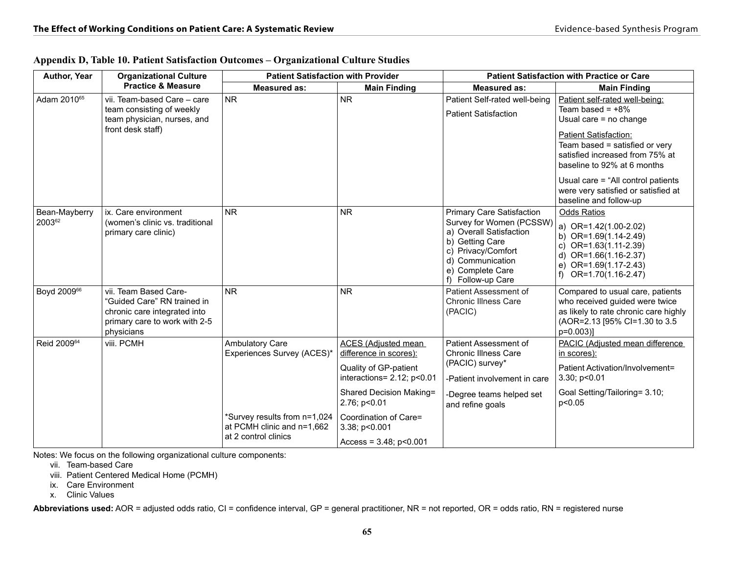### Appendix D, Table 10. Patient Satisfaction Outcomes – Organizational Culture Studies

| Author, Year | Organizational Culture Practice & Measure | Patient Satisfaction with Provider | | Patient Satisfaction with Practice or Care | |
|---|---|---|---|---|---|
| | | Measured as: | Main Finding | Measured as: | Main Finding |
| Adam 2010[65] | vii. Team-based Care – care team consisting of weekly team physician, nurses, and front desk staff) | NR | NR | Patient Self-rated well-being<br>Patient Satisfaction | Patient self-rated well-being:<br>Team based = +8%<br>Usual care = no change<br>Patient Satisfaction:<br>Team based = satisfied or very satisfied increased from 75% at baseline to 92% at 6 months<br>Usual care = "All control patients were very satisfied or satisfied at baseline and follow-up |
| Bean-Mayberry 2003[62] | ix. Care environment (women's clinic vs. traditional primary care clinic) | NR | NR | Primary Care Satisfaction Survey for Women (PCSSW)<br>a) Overall Satisfaction<br>b) Getting Care<br>c) Privacy/Comfort<br>d) Communication<br>e) Complete Care<br>f) Follow-up Care | Odds Ratios<br>a) OR=1.42(1.00-2.02)<br>b) OR=1.69(1.14-2.49)<br>c) OR=1.63(1.11-2.39)<br>d) OR=1.66(1.16-2.37)<br>e) OR=1.69(1.17-2.43)<br>f) OR=1.70(1.16-2.47) |
| Boyd 2009[66] | vii. Team Based Care- "Guided Care" RN trained in chronic care integrated into primary care to work with 2-5 physicians | NR | NR | Patient Assessment of Chronic Illness Care (PACIC) | Compared to usual care, patients who received guided were twice as likely to rate chronic care highly (AOR=2.13 [95% CI=1.30 to 3.5 p=0.003)] |
| Reid 2009[64] | viii. PCMH | Ambulatory Care Experiences Survey (ACES)*<br><br>*Survey results from n=1,024 at PCMH clinic and n=1,662 at 2 control clinics | ACES (Adjusted mean difference in scores):<br>Quality of GP-patient interactions= 2.12; p<0.01<br>Shared Decision Making= 2.76; p<0.01<br>Coordination of Care= 3.38; p<0.001<br>Access = 3.48; p<0.001 | Patient Assessment of Chronic Illness Care (PACIC) survey*<br>-Patient involvement in care<br>-Degree teams helped set and refine goals | PACIC (Adjusted mean difference in scores):<br>Patient Activation/Involvement= 3.30; p<0.01<br>Goal Setting/Tailoring= 3.10; p<0.05 |

Notes: We focus on the following organizational culture components:

vii. Team-based Care
viii. Patient Centered Medical Home (PCMH)
ix. Care Environment
x. Clinic Values

**Abbreviations used:** AOR = adjusted odds ratio, CI = confidence interval, GP = general practitioner, NR = not reported, OR = odds ratio, RN = registered nurse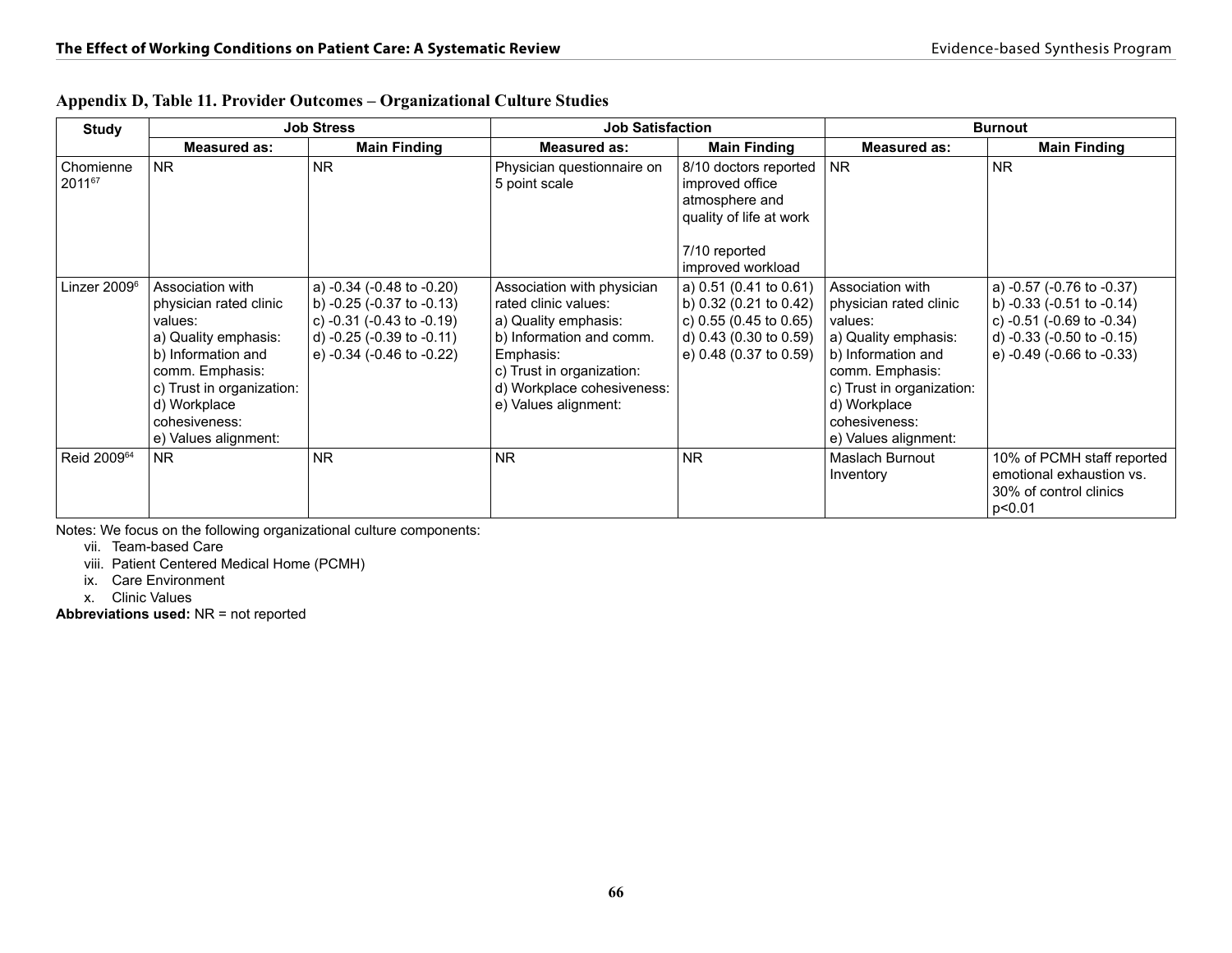**Appendix D, Table 11. Provider Outcomes – Organizational Culture Studies**

| Study | Job Stress | | Job Satisfaction | | Burnout | |
|---|---|---|---|---|---|---|
| | Measured as: | Main Finding | Measured as: | Main Finding | Measured as: | Main Finding |
| Chomienne 2011[67] | NR | NR | Physician questionnaire on 5 point scale | 8/10 doctors reported improved office atmosphere and quality of life at work<br><br>7/10 reported improved workload | NR | NR |
| Linzer 2009[6] | Association with physician rated clinic values:<br>a) Quality emphasis:<br>b) Information and comm. Emphasis:<br>c) Trust in organization:<br>d) Workplace cohesiveness:<br>e) Values alignment: | a) -0.34 (-0.48 to -0.20)<br>b) -0.25 (-0.37 to -0.13)<br>c) -0.31 (-0.43 to -0.19)<br>d) -0.25 (-0.39 to -0.11)<br>e) -0.34 (-0.46 to -0.22) | Association with physician rated clinic values:<br>a) Quality emphasis:<br>b) Information and comm. Emphasis:<br>c) Trust in organization:<br>d) Workplace cohesiveness:<br>e) Values alignment: | a) 0.51 (0.41 to 0.61)<br>b) 0.32 (0.21 to 0.42)<br>c) 0.55 (0.45 to 0.65)<br>d) 0.43 (0.30 to 0.59)<br>e) 0.48 (0.37 to 0.59) | Association with physician rated clinic values:<br>a) Quality emphasis:<br>b) Information and comm. Emphasis:<br>c) Trust in organization:<br>d) Workplace cohesiveness:<br>e) Values alignment: | a) -0.57 (-0.76 to -0.37)<br>b) -0.33 (-0.51 to -0.14)<br>c) -0.51 (-0.69 to -0.34)<br>d) -0.33 (-0.50 to -0.15)<br>e) -0.49 (-0.66 to -0.33) |
| Reid 2009[64] | NR | NR | NR | NR | Maslach Burnout Inventory | 10% of PCMH staff reported emotional exhaustion vs. 30% of control clinics $p<0.01$ |

Notes: We focus on the following organizational culture components:

vii. Team-based Care
viii. Patient Centered Medical Home (PCMH)
ix. Care Environment
x. Clinic Values

**Abbreviations used:** NR = not reported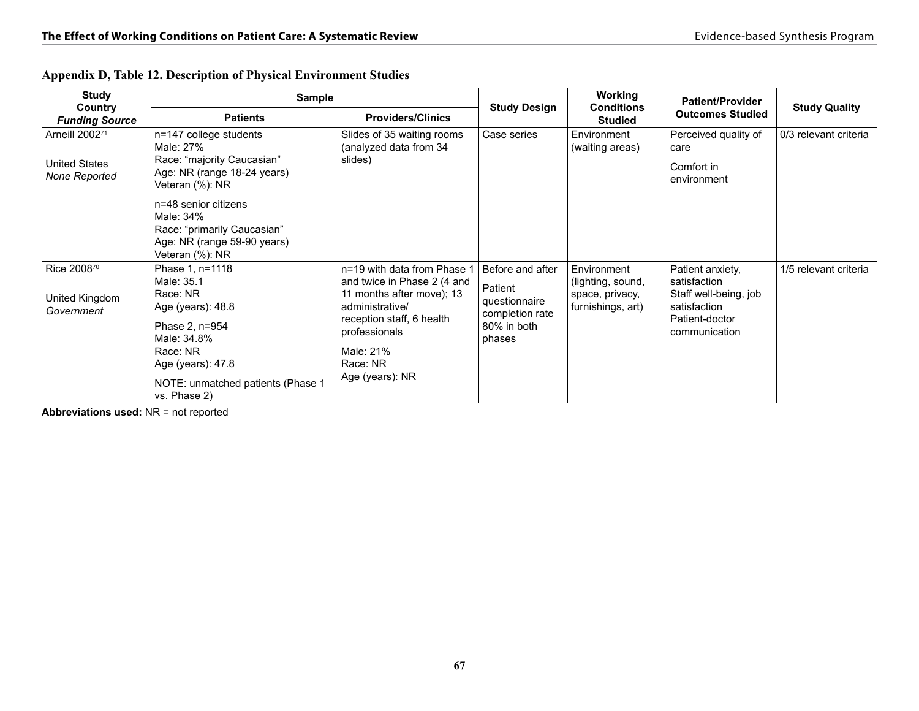### Appendix D, Table 12. Description of Physical Environment Studies

| Study<br>Country<br>*Funding Source* | Sample | | Study Design | Working Conditions Studied | Patient/Provider Outcomes Studied | Study Quality |
|---|---|---|---|---|---|---|
| | **Patients** | **Providers/Clinics** | | | | |
| Arneill 2002[71]<br><br>United States<br>*None Reported* | n=147 college students<br>Male: 27%<br>Race: "majority Caucasian"<br>Age: NR (range 18-24 years)<br>Veteran (%): NR<br><br>n=48 senior citizens<br>Male: 34%<br>Race: "primarily Caucasian"<br>Age: NR (range 59-90 years)<br>Veteran (%): NR | Slides of 35 waiting rooms (analyzed data from 34 slides) | Case series | Environment (waiting areas) | Perceived quality of care<br><br>Comfort in environment | 0/3 relevant criteria |
| Rice 2008[70]<br><br>United Kingdom<br>*Government* | Phase 1, n=1118<br>Male: 35.1<br>Race: NR<br>Age (years): 48.8<br><br>Phase 2, n=954<br>Male: 34.8%<br>Race: NR<br>Age (years): 47.8<br><br>NOTE: unmatched patients (Phase 1 vs. Phase 2) | n=19 with data from Phase 1 and twice in Phase 2 (4 and 11 months after move); 13 administrative/ reception staff, 6 health professionals<br><br>Male: 21%<br>Race: NR<br>Age (years): NR | Before and after<br><br>Patient questionnaire completion rate 80% in both phases | Environment (lighting, sound, space, privacy, furnishings, art) | Patient anxiety, satisfaction<br>Staff well-being, job satisfaction<br>Patient-doctor communication | 1/5 relevant criteria |

**Abbreviations used:** NR = not reported